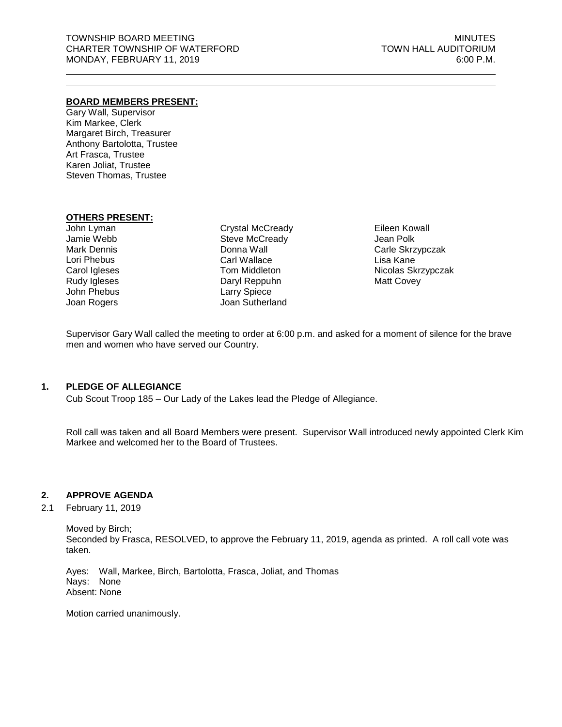TOWNSHIP BOARD MEETING
CHARTER TOWNSHIP OF WATERFORD
MONDAY, FEBRUARY 11, 2019

MINUTES
TOWN HALL AUDITORIUM
6:00 P.M.

---

**BOARD MEMBERS PRESENT:**

Gary Wall, Supervisor
Kim Markee, Clerk
Margaret Birch, Treasurer
Anthony Bartolotta, Trustee
Art Frasca, Trustee
Karen Joliat, Trustee
Steven Thomas, Trustee

**OTHERS PRESENT:**

John Lyman
Jamie Webb
Mark Dennis
Lori Phebus
Carol Igleses
Rudy Igleses
John Phebus
Joan Rogers
Crystal McCready
Steve McCready
Donna Wall
Carl Wallace
Tom Middleton
Daryl Reppuhn
Larry Spiece
Joan Sutherland
Eileen Kowall
Jean Polk
Carle Skrzypczak
Lisa Kane
Nicolas Skrzypczak
Matt Covey

Supervisor Gary Wall called the meeting to order at 6:00 p.m. and asked for a moment of silence for the brave men and women who have served our Country.

## 1. PLEDGE OF ALLEGIANCE

Cub Scout Troop 185 – Our Lady of the Lakes lead the Pledge of Allegiance.

Roll call was taken and all Board Members were present. Supervisor Wall introduced newly appointed Clerk Kim Markee and welcomed her to the Board of Trustees.

## 2. APPROVE AGENDA

2.1 February 11, 2019

Moved by Birch;
Seconded by Frasca, RESOLVED, to approve the February 11, 2019, agenda as printed. A roll call vote was taken.

Ayes: Wall, Markee, Birch, Bartolotta, Frasca, Joliat, and Thomas
Nays: None
Absent: None

Motion carried unanimously.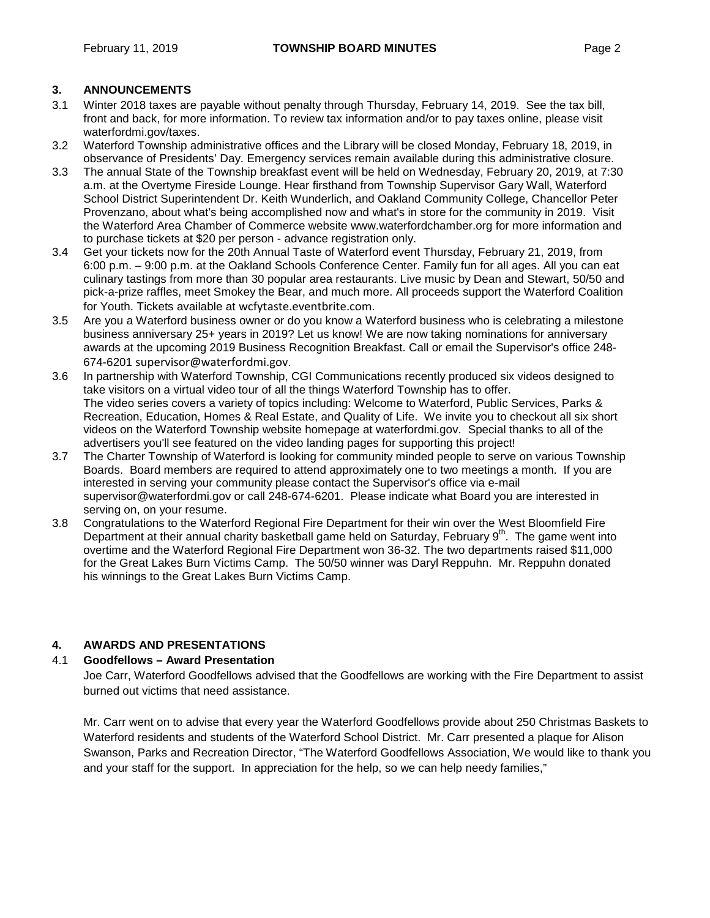## 3. ANNOUNCEMENTS

3.1 Winter 2018 taxes are payable without penalty through Thursday, February 14, 2019. See the tax bill, front and back, for more information. To review tax information and/or to pay taxes online, please visit waterfordmi.gov/taxes.

3.2 Waterford Township administrative offices and the Library will be closed Monday, February 18, 2019, in observance of Presidents' Day. Emergency services remain available during this administrative closure.

3.3 The annual State of the Township breakfast event will be held on Wednesday, February 20, 2019, at 7:30 a.m. at the Overtyme Fireside Lounge. Hear firsthand from Township Supervisor Gary Wall, Waterford School District Superintendent Dr. Keith Wunderlich, and Oakland Community College, Chancellor Peter Provenzano, about what's being accomplished now and what's in store for the community in 2019. Visit the Waterford Area Chamber of Commerce website www.waterfordchamber.org for more information and to purchase tickets at $20 per person - advance registration only.

3.4 Get your tickets now for the 20th Annual Taste of Waterford event Thursday, February 21, 2019, from 6:00 p.m. – 9:00 p.m. at the Oakland Schools Conference Center. Family fun for all ages. All you can eat culinary tastings from more than 30 popular area restaurants. Live music by Dean and Stewart, 50/50 and pick-a-prize raffles, meet Smokey the Bear, and much more. All proceeds support the Waterford Coalition for Youth. Tickets available at wcfytaste.eventbrite.com.

3.5 Are you a Waterford business owner or do you know a Waterford business who is celebrating a milestone business anniversary 25+ years in 2019? Let us know! We are now taking nominations for anniversary awards at the upcoming 2019 Business Recognition Breakfast. Call or email the Supervisor's office 248-674-6201 supervisor@waterfordmi.gov.

3.6 In partnership with Waterford Township, CGI Communications recently produced six videos designed to take visitors on a virtual video tour of all the things Waterford Township has to offer. The video series covers a variety of topics including: Welcome to Waterford, Public Services, Parks & Recreation, Education, Homes & Real Estate, and Quality of Life. We invite you to checkout all six short videos on the Waterford Township website homepage at waterfordmi.gov. Special thanks to all of the advertisers you'll see featured on the video landing pages for supporting this project!

3.7 The Charter Township of Waterford is looking for community minded people to serve on various Township Boards. Board members are required to attend approximately one to two meetings a month. If you are interested in serving your community please contact the Supervisor's office via e-mail supervisor@waterfordmi.gov or call 248-674-6201. Please indicate what Board you are interested in serving on, on your resume.

3.8 Congratulations to the Waterford Regional Fire Department for their win over the West Bloomfield Fire Department at their annual charity basketball game held on Saturday, February 9th. The game went into overtime and the Waterford Regional Fire Department won 36-32. The two departments raised $11,000 for the Great Lakes Burn Victims Camp. The 50/50 winner was Daryl Reppuhn. Mr. Reppuhn donated his winnings to the Great Lakes Burn Victims Camp.

## 4. AWARDS AND PRESENTATIONS

### 4.1 Goodfellows – Award Presentation

Joe Carr, Waterford Goodfellows advised that the Goodfellows are working with the Fire Department to assist burned out victims that need assistance.

Mr. Carr went on to advise that every year the Waterford Goodfellows provide about 250 Christmas Baskets to Waterford residents and students of the Waterford School District. Mr. Carr presented a plaque for Alison Swanson, Parks and Recreation Director, "The Waterford Goodfellows Association, We would like to thank you and your staff for the support. In appreciation for the help, so we can help needy families,"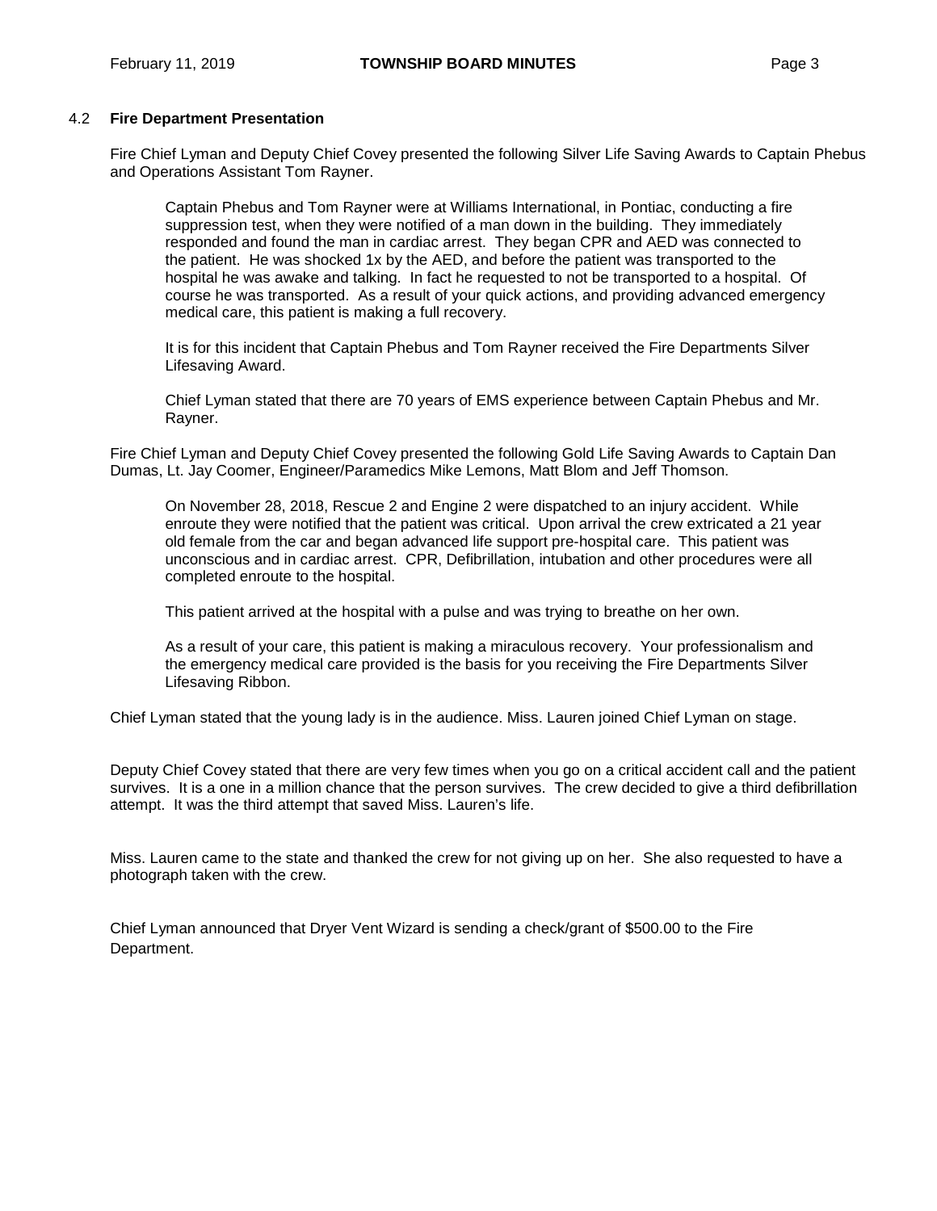## 4.2 Fire Department Presentation

Fire Chief Lyman and Deputy Chief Covey presented the following Silver Life Saving Awards to Captain Phebus and Operations Assistant Tom Rayner.

> Captain Phebus and Tom Rayner were at Williams International, in Pontiac, conducting a fire suppression test, when they were notified of a man down in the building. They immediately responded and found the man in cardiac arrest. They began CPR and AED was connected to the patient. He was shocked 1x by the AED, and before the patient was transported to the hospital he was awake and talking. In fact he requested to not be transported to a hospital. Of course he was transported. As a result of your quick actions, and providing advanced emergency medical care, this patient is making a full recovery.
>
> It is for this incident that Captain Phebus and Tom Rayner received the Fire Departments Silver Lifesaving Award.
>
> Chief Lyman stated that there are 70 years of EMS experience between Captain Phebus and Mr. Rayner.

Fire Chief Lyman and Deputy Chief Covey presented the following Gold Life Saving Awards to Captain Dan Dumas, Lt. Jay Coomer, Engineer/Paramedics Mike Lemons, Matt Blom and Jeff Thomson.

> On November 28, 2018, Rescue 2 and Engine 2 were dispatched to an injury accident. While enroute they were notified that the patient was critical. Upon arrival the crew extricated a 21 year old female from the car and began advanced life support pre-hospital care. This patient was unconscious and in cardiac arrest. CPR, Defibrillation, intubation and other procedures were all completed enroute to the hospital.
>
> This patient arrived at the hospital with a pulse and was trying to breathe on her own.
>
> As a result of your care, this patient is making a miraculous recovery. Your professionalism and the emergency medical care provided is the basis for you receiving the Fire Departments Silver Lifesaving Ribbon.

Chief Lyman stated that the young lady is in the audience. Miss. Lauren joined Chief Lyman on stage.

Deputy Chief Covey stated that there are very few times when you go on a critical accident call and the patient survives. It is a one in a million chance that the person survives. The crew decided to give a third defibrillation attempt. It was the third attempt that saved Miss. Lauren's life.

Miss. Lauren came to the state and thanked the crew for not giving up on her. She also requested to have a photograph taken with the crew.

Chief Lyman announced that Dryer Vent Wizard is sending a check/grant of $500.00 to the Fire Department.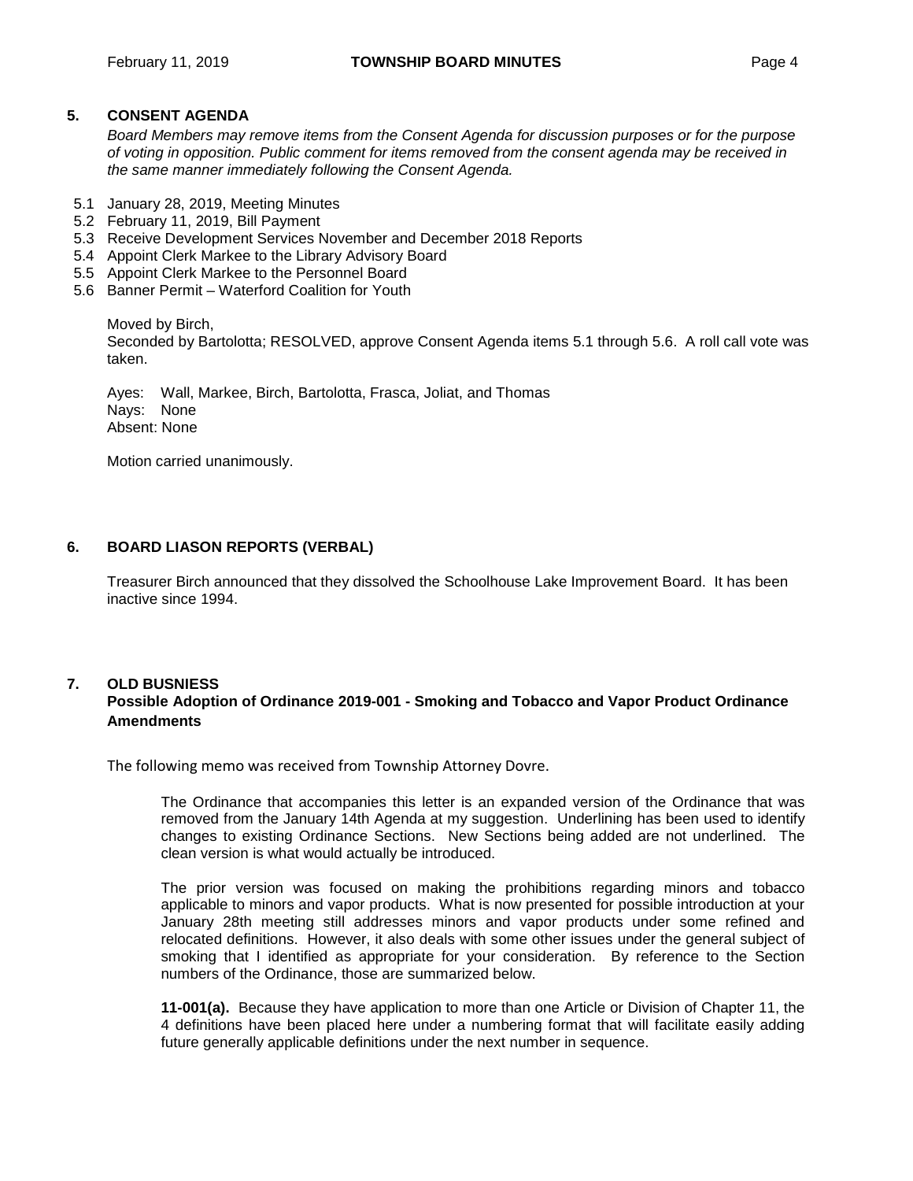## 5. CONSENT AGENDA

*Board Members may remove items from the Consent Agenda for discussion purposes or for the purpose of voting in opposition. Public comment for items removed from the consent agenda may be received in the same manner immediately following the Consent Agenda.*

- 5.1 January 28, 2019, Meeting Minutes
- 5.2 February 11, 2019, Bill Payment
- 5.3 Receive Development Services November and December 2018 Reports
- 5.4 Appoint Clerk Markee to the Library Advisory Board
- 5.5 Appoint Clerk Markee to the Personnel Board
- 5.6 Banner Permit – Waterford Coalition for Youth

Moved by Birch,
Seconded by Bartolotta; RESOLVED, approve Consent Agenda items 5.1 through 5.6. A roll call vote was taken.

Ayes: Wall, Markee, Birch, Bartolotta, Frasca, Joliat, and Thomas
Nays: None
Absent: None

Motion carried unanimously.

## 6. BOARD LIASON REPORTS (VERBAL)

Treasurer Birch announced that they dissolved the Schoolhouse Lake Improvement Board. It has been inactive since 1994.

## 7. OLD BUSNIESS

**Possible Adoption of Ordinance 2019-001 - Smoking and Tobacco and Vapor Product Ordinance Amendments**

The following memo was received from Township Attorney Dovre.

> The Ordinance that accompanies this letter is an expanded version of the Ordinance that was removed from the January 14th Agenda at my suggestion. Underlining has been used to identify changes to existing Ordinance Sections. New Sections being added are not underlined. The clean version is what would actually be introduced.
>
> The prior version was focused on making the prohibitions regarding minors and tobacco applicable to minors and vapor products. What is now presented for possible introduction at your January 28th meeting still addresses minors and vapor products under some refined and relocated definitions. However, it also deals with some other issues under the general subject of smoking that I identified as appropriate for your consideration. By reference to the Section numbers of the Ordinance, those are summarized below.
>
> **11-001(a).** Because they have application to more than one Article or Division of Chapter 11, the 4 definitions have been placed here under a numbering format that will facilitate easily adding future generally applicable definitions under the next number in sequence.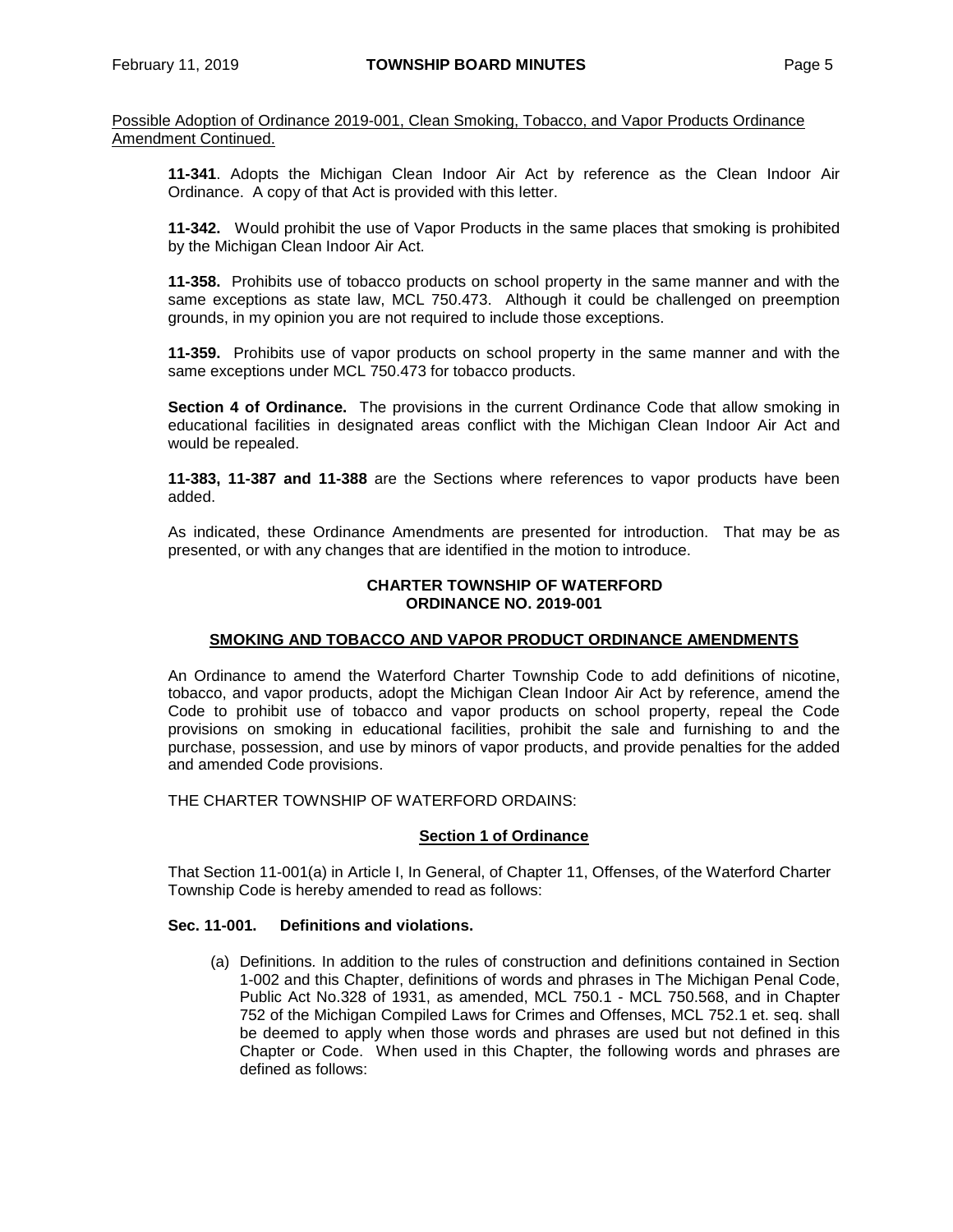Possible Adoption of Ordinance 2019-001, Clean Smoking, Tobacco, and Vapor Products Ordinance Amendment Continued.

**11-341**. Adopts the Michigan Clean Indoor Air Act by reference as the Clean Indoor Air Ordinance. A copy of that Act is provided with this letter.

**11-342.** Would prohibit the use of Vapor Products in the same places that smoking is prohibited by the Michigan Clean Indoor Air Act.

**11-358.** Prohibits use of tobacco products on school property in the same manner and with the same exceptions as state law, MCL 750.473. Although it could be challenged on preemption grounds, in my opinion you are not required to include those exceptions.

**11-359.** Prohibits use of vapor products on school property in the same manner and with the same exceptions under MCL 750.473 for tobacco products.

**Section 4 of Ordinance.** The provisions in the current Ordinance Code that allow smoking in educational facilities in designated areas conflict with the Michigan Clean Indoor Air Act and would be repealed.

**11-383, 11-387 and 11-388** are the Sections where references to vapor products have been added.

As indicated, these Ordinance Amendments are presented for introduction. That may be as presented, or with any changes that are identified in the motion to introduce.

**CHARTER TOWNSHIP OF WATERFORD**
**ORDINANCE NO. 2019-001**

**SMOKING AND TOBACCO AND VAPOR PRODUCT ORDINANCE AMENDMENTS**

An Ordinance to amend the Waterford Charter Township Code to add definitions of nicotine, tobacco, and vapor products, adopt the Michigan Clean Indoor Air Act by reference, amend the Code to prohibit use of tobacco and vapor products on school property, repeal the Code provisions on smoking in educational facilities, prohibit the sale and furnishing to and the purchase, possession, and use by minors of vapor products, and provide penalties for the added and amended Code provisions.

THE CHARTER TOWNSHIP OF WATERFORD ORDAINS:

**Section 1 of Ordinance**

That Section 11-001(a) in Article I, In General, of Chapter 11, Offenses, of the Waterford Charter Township Code is hereby amended to read as follows:

**Sec. 11-001. Definitions and violations.**

(a) Definitions. In addition to the rules of construction and definitions contained in Section 1-002 and this Chapter, definitions of words and phrases in The Michigan Penal Code, Public Act No.328 of 1931, as amended, MCL 750.1 - MCL 750.568, and in Chapter 752 of the Michigan Compiled Laws for Crimes and Offenses, MCL 752.1 et. seq. shall be deemed to apply when those words and phrases are used but not defined in this Chapter or Code. When used in this Chapter, the following words and phrases are defined as follows: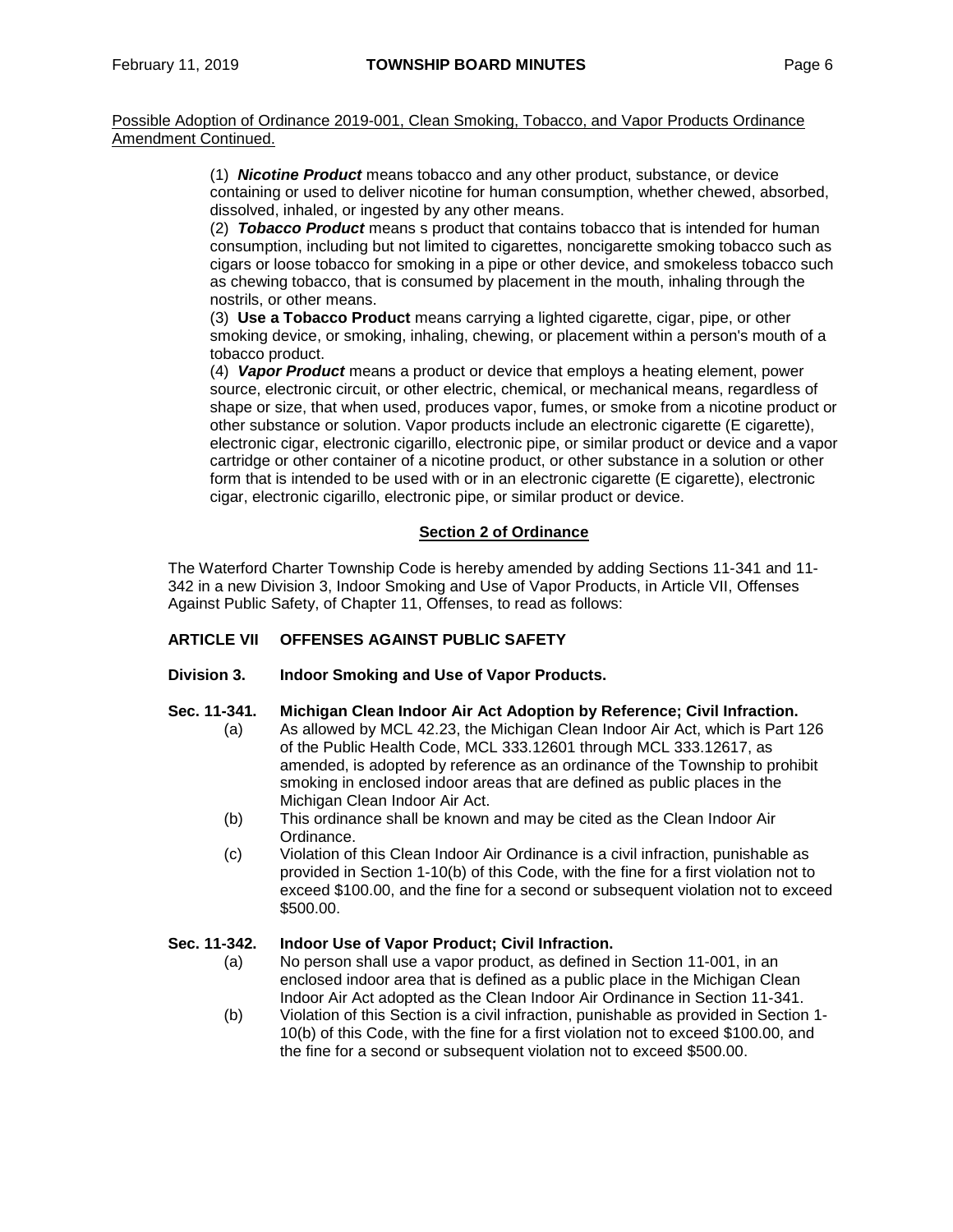Possible Adoption of Ordinance 2019-001, Clean Smoking, Tobacco, and Vapor Products Ordinance Amendment Continued.

(1) ***Nicotine Product*** means tobacco and any other product, substance, or device containing or used to deliver nicotine for human consumption, whether chewed, absorbed, dissolved, inhaled, or ingested by any other means.

(2) ***Tobacco Product*** means s product that contains tobacco that is intended for human consumption, including but not limited to cigarettes, noncigarette smoking tobacco such as cigars or loose tobacco for smoking in a pipe or other device, and smokeless tobacco such as chewing tobacco, that is consumed by placement in the mouth, inhaling through the nostrils, or other means.

(3) **Use a Tobacco Product** means carrying a lighted cigarette, cigar, pipe, or other smoking device, or smoking, inhaling, chewing, or placement within a person's mouth of a tobacco product.

(4) ***Vapor Product*** means a product or device that employs a heating element, power source, electronic circuit, or other electric, chemical, or mechanical means, regardless of shape or size, that when used, produces vapor, fumes, or smoke from a nicotine product or other substance or solution. Vapor products include an electronic cigarette (E cigarette), electronic cigar, electronic cigarillo, electronic pipe, or similar product or device and a vapor cartridge or other container of a nicotine product, or other substance in a solution or other form that is intended to be used with or in an electronic cigarette (E cigarette), electronic cigar, electronic cigarillo, electronic pipe, or similar product or device.

**Section 2 of Ordinance**

The Waterford Charter Township Code is hereby amended by adding Sections 11-341 and 11-342 in a new Division 3, Indoor Smoking and Use of Vapor Products, in Article VII, Offenses Against Public Safety, of Chapter 11, Offenses, to read as follows:

**ARTICLE VII OFFENSES AGAINST PUBLIC SAFETY**

**Division 3. Indoor Smoking and Use of Vapor Products.**

**Sec. 11-341. Michigan Clean Indoor Air Act Adoption by Reference; Civil Infraction.**

(a) As allowed by MCL 42.23, the Michigan Clean Indoor Air Act, which is Part 126 of the Public Health Code, MCL 333.12601 through MCL 333.12617, as amended, is adopted by reference as an ordinance of the Township to prohibit smoking in enclosed indoor areas that are defined as public places in the Michigan Clean Indoor Air Act.

(b) This ordinance shall be known and may be cited as the Clean Indoor Air Ordinance.

(c) Violation of this Clean Indoor Air Ordinance is a civil infraction, punishable as provided in Section 1-10(b) of this Code, with the fine for a first violation not to exceed \$100.00, and the fine for a second or subsequent violation not to exceed \$500.00.

**Sec. 11-342. Indoor Use of Vapor Product; Civil Infraction.**

(a) No person shall use a vapor product, as defined in Section 11-001, in an enclosed indoor area that is defined as a public place in the Michigan Clean Indoor Air Act adopted as the Clean Indoor Air Ordinance in Section 11-341.

(b) Violation of this Section is a civil infraction, punishable as provided in Section 1-10(b) of this Code, with the fine for a first violation not to exceed \$100.00, and the fine for a second or subsequent violation not to exceed \$500.00.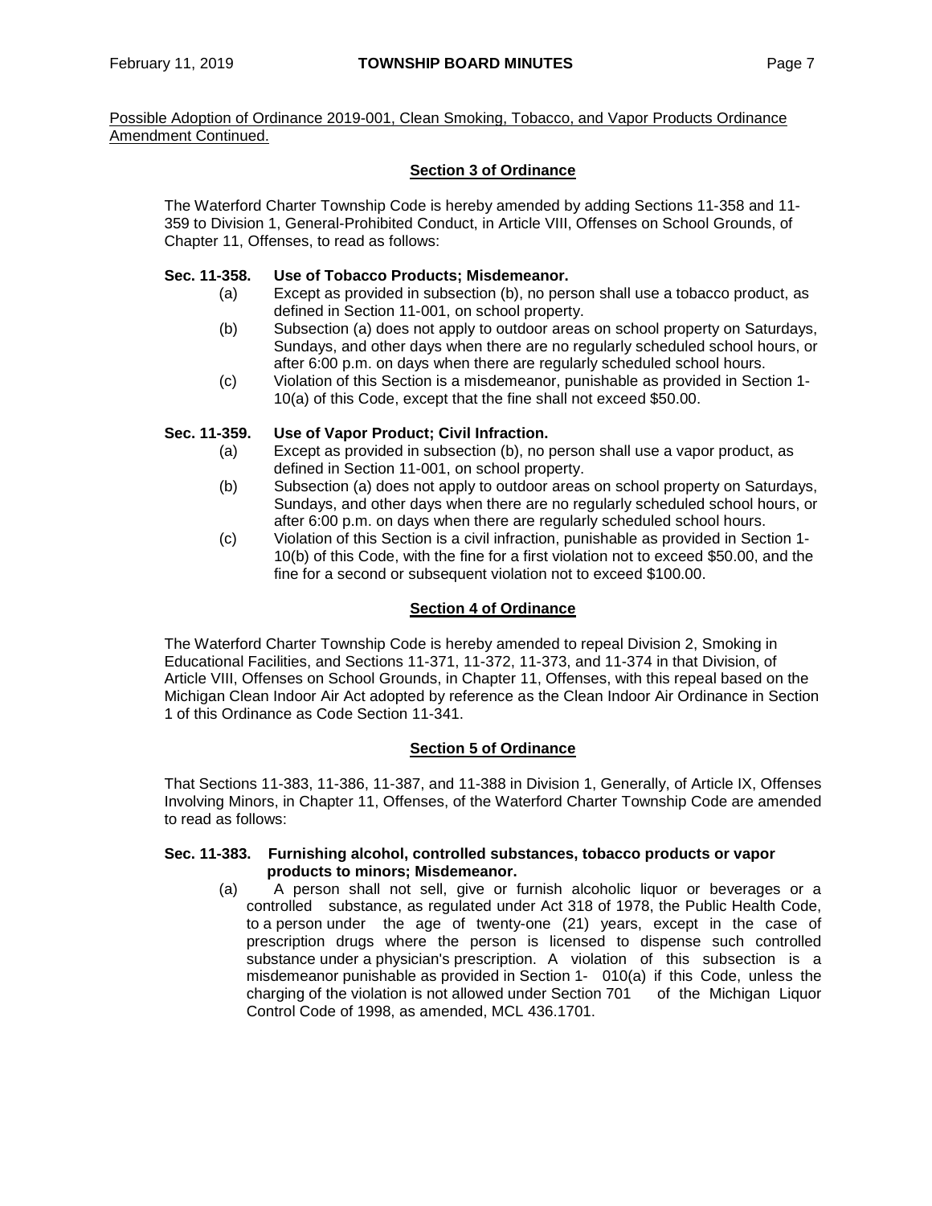Possible Adoption of Ordinance 2019-001, Clean Smoking, Tobacco, and Vapor Products Ordinance Amendment Continued.

## Section 3 of Ordinance

The Waterford Charter Township Code is hereby amended by adding Sections 11-358 and 11-359 to Division 1, General-Prohibited Conduct, in Article VIII, Offenses on School Grounds, of Chapter 11, Offenses, to read as follows:

**Sec. 11-358. Use of Tobacco Products; Misdemeanor.**

(a) Except as provided in subsection (b), no person shall use a tobacco product, as defined in Section 11-001, on school property.

(b) Subsection (a) does not apply to outdoor areas on school property on Saturdays, Sundays, and other days when there are no regularly scheduled school hours, or after 6:00 p.m. on days when there are regularly scheduled school hours.

(c) Violation of this Section is a misdemeanor, punishable as provided in Section 1-10(a) of this Code, except that the fine shall not exceed $50.00.

**Sec. 11-359. Use of Vapor Product; Civil Infraction.**

(a) Except as provided in subsection (b), no person shall use a vapor product, as defined in Section 11-001, on school property.

(b) Subsection (a) does not apply to outdoor areas on school property on Saturdays, Sundays, and other days when there are no regularly scheduled school hours, or after 6:00 p.m. on days when there are regularly scheduled school hours.

(c) Violation of this Section is a civil infraction, punishable as provided in Section 1-10(b) of this Code, with the fine for a first violation not to exceed $50.00, and the fine for a second or subsequent violation not to exceed $100.00.

## Section 4 of Ordinance

The Waterford Charter Township Code is hereby amended to repeal Division 2, Smoking in Educational Facilities, and Sections 11-371, 11-372, 11-373, and 11-374 in that Division, of Article VIII, Offenses on School Grounds, in Chapter 11, Offenses, with this repeal based on the Michigan Clean Indoor Air Act adopted by reference as the Clean Indoor Air Ordinance in Section 1 of this Ordinance as Code Section 11-341.

## Section 5 of Ordinance

That Sections 11-383, 11-386, 11-387, and 11-388 in Division 1, Generally, of Article IX, Offenses Involving Minors, in Chapter 11, Offenses, of the Waterford Charter Township Code are amended to read as follows:

**Sec. 11-383. Furnishing alcohol, controlled substances, tobacco products or vapor products to minors; Misdemeanor.**

(a) A person shall not sell, give or furnish alcoholic liquor or beverages or a controlled substance, as regulated under Act 318 of 1978, the Public Health Code, to a person under the age of twenty-one (21) years, except in the case of prescription drugs where the person is licensed to dispense such controlled substance under a physician's prescription. A violation of this subsection is a misdemeanor punishable as provided in Section 1- 010(a) if this Code, unless the charging of the violation is not allowed under Section 701 of the Michigan Liquor Control Code of 1998, as amended, MCL 436.1701.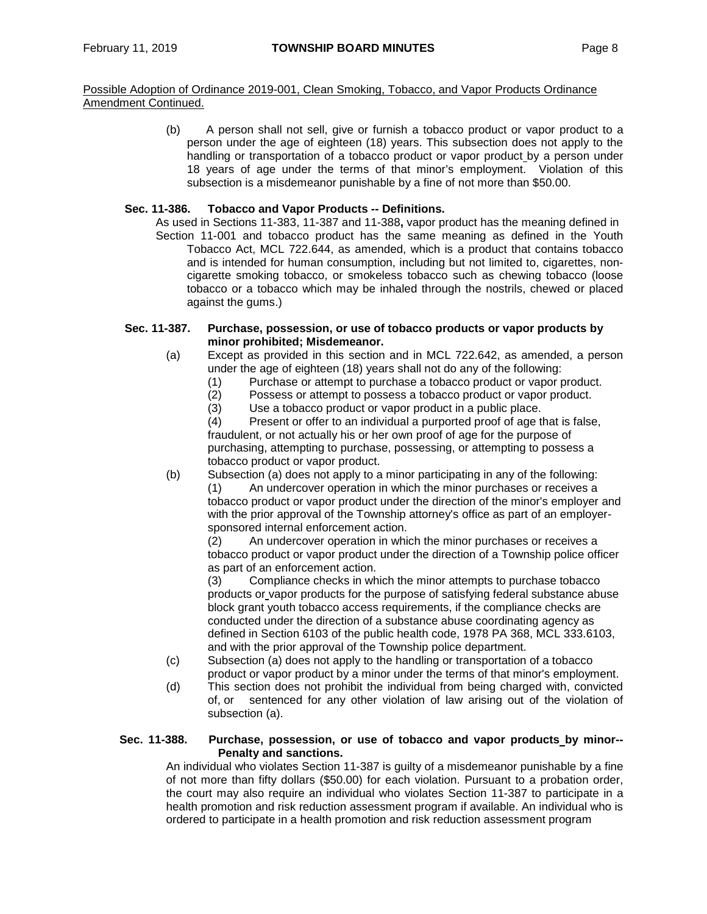Possible Adoption of Ordinance 2019-001, Clean Smoking, Tobacco, and Vapor Products Ordinance Amendment Continued.

(b) A person shall not sell, give or furnish a tobacco product or vapor product to a person under the age of eighteen (18) years. This subsection does not apply to the handling or transportation of a tobacco product or vapor product by a person under 18 years of age under the terms of that minor's employment. Violation of this subsection is a misdemeanor punishable by a fine of not more than $50.00.

**Sec. 11-386. Tobacco and Vapor Products -- Definitions.**

As used in Sections 11-383, 11-387 and 11-388**,** vapor product has the meaning defined in Section 11-001 and tobacco product has the same meaning as defined in the Youth Tobacco Act, MCL 722.644, as amended, which is a product that contains tobacco and is intended for human consumption, including but not limited to, cigarettes, non-cigarette smoking tobacco, or smokeless tobacco such as chewing tobacco (loose tobacco or a tobacco which may be inhaled through the nostrils, chewed or placed against the gums.)

**Sec. 11-387. Purchase, possession, or use of tobacco products or vapor products by minor prohibited; Misdemeanor.**

(a) Except as provided in this section and in MCL 722.642, as amended, a person under the age of eighteen (18) years shall not do any of the following:

(1) Purchase or attempt to purchase a tobacco product or vapor product.

(2) Possess or attempt to possess a tobacco product or vapor product.

(3) Use a tobacco product or vapor product in a public place.

(4) Present or offer to an individual a purported proof of age that is false, fraudulent, or not actually his or her own proof of age for the purpose of purchasing, attempting to purchase, possessing, or attempting to possess a tobacco product or vapor product.

(b) Subsection (a) does not apply to a minor participating in any of the following:

(1) An undercover operation in which the minor purchases or receives a tobacco product or vapor product under the direction of the minor's employer and with the prior approval of the Township attorney's office as part of an employer-sponsored internal enforcement action.

(2) An undercover operation in which the minor purchases or receives a tobacco product or vapor product under the direction of a Township police officer as part of an enforcement action.

(3) Compliance checks in which the minor attempts to purchase tobacco products or vapor products for the purpose of satisfying federal substance abuse block grant youth tobacco access requirements, if the compliance checks are conducted under the direction of a substance abuse coordinating agency as defined in Section 6103 of the public health code, 1978 PA 368, MCL 333.6103, and with the prior approval of the Township police department.

(c) Subsection (a) does not apply to the handling or transportation of a tobacco product or vapor product by a minor under the terms of that minor's employment.

(d) This section does not prohibit the individual from being charged with, convicted of, or sentenced for any other violation of law arising out of the violation of subsection (a).

**Sec. 11-388. Purchase, possession, or use of tobacco and vapor products by minor-- Penalty and sanctions.**

An individual who violates Section 11-387 is guilty of a misdemeanor punishable by a fine of not more than fifty dollars ($50.00) for each violation. Pursuant to a probation order, the court may also require an individual who violates Section 11-387 to participate in a health promotion and risk reduction assessment program if available. An individual who is ordered to participate in a health promotion and risk reduction assessment program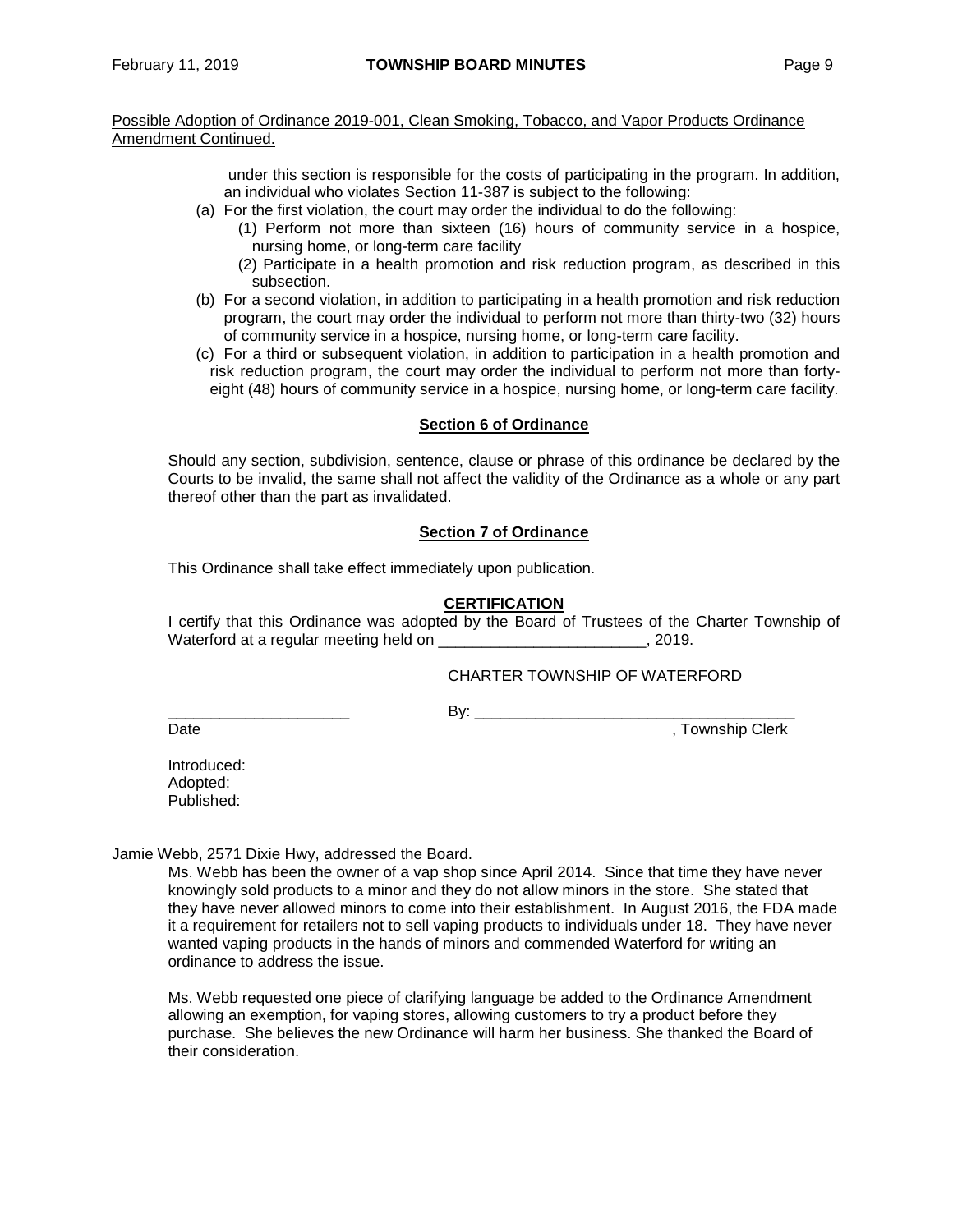Possible Adoption of Ordinance 2019-001, Clean Smoking, Tobacco, and Vapor Products Ordinance Amendment Continued.

under this section is responsible for the costs of participating in the program. In addition, an individual who violates Section 11-387 is subject to the following:

(a) For the first violation, the court may order the individual to do the following:
   (1) Perform not more than sixteen (16) hours of community service in a hospice, nursing home, or long-term care facility
   (2) Participate in a health promotion and risk reduction program, as described in this subsection.

(b) For a second violation, in addition to participating in a health promotion and risk reduction program, the court may order the individual to perform not more than thirty-two (32) hours of community service in a hospice, nursing home, or long-term care facility.

(c) For a third or subsequent violation, in addition to participation in a health promotion and risk reduction program, the court may order the individual to perform not more than forty-eight (48) hours of community service in a hospice, nursing home, or long-term care facility.

**Section 6 of Ordinance**

Should any section, subdivision, sentence, clause or phrase of this ordinance be declared by the Courts to be invalid, the same shall not affect the validity of the Ordinance as a whole or any part thereof other than the part as invalidated.

**Section 7 of Ordinance**

This Ordinance shall take effect immediately upon publication.

**CERTIFICATION**

I certify that this Ordinance was adopted by the Board of Trustees of the Charter Township of Waterford at a regular meeting held on ________________________, 2019.

CHARTER TOWNSHIP OF WATERFORD

_____________________ By: ____________________________________

Date , Township Clerk

Introduced:
Adopted:
Published:

Jamie Webb, 2571 Dixie Hwy, addressed the Board.

Ms. Webb has been the owner of a vap shop since April 2014. Since that time they have never knowingly sold products to a minor and they do not allow minors in the store. She stated that they have never allowed minors to come into their establishment. In August 2016, the FDA made it a requirement for retailers not to sell vaping products to individuals under 18. They have never wanted vaping products in the hands of minors and commended Waterford for writing an ordinance to address the issue.

Ms. Webb requested one piece of clarifying language be added to the Ordinance Amendment allowing an exemption, for vaping stores, allowing customers to try a product before they purchase. She believes the new Ordinance will harm her business. She thanked the Board of their consideration.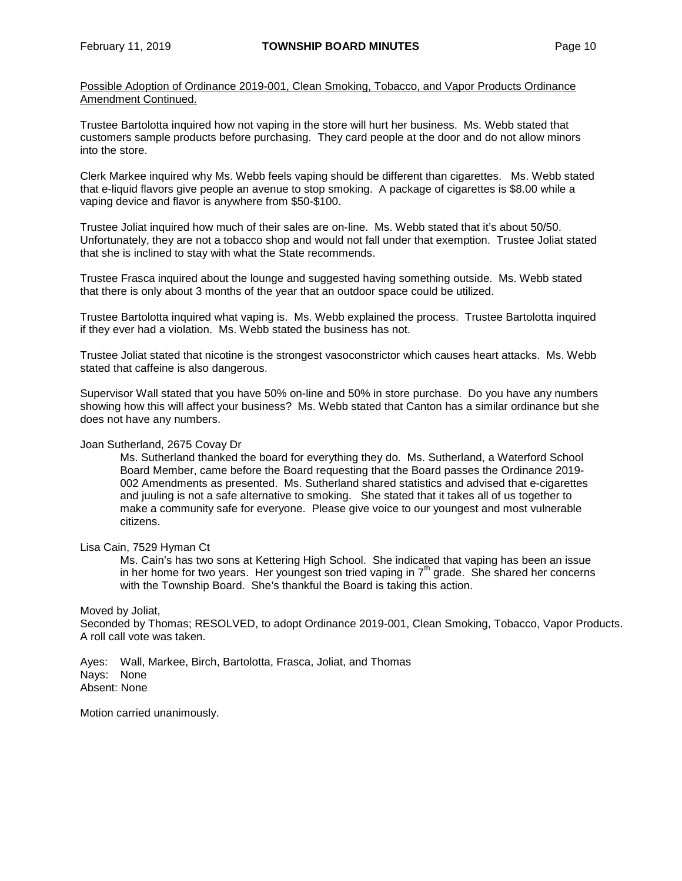Possible Adoption of Ordinance 2019-001, Clean Smoking, Tobacco, and Vapor Products Ordinance Amendment Continued.

Trustee Bartolotta inquired how not vaping in the store will hurt her business. Ms. Webb stated that customers sample products before purchasing. They card people at the door and do not allow minors into the store.

Clerk Markee inquired why Ms. Webb feels vaping should be different than cigarettes. Ms. Webb stated that e-liquid flavors give people an avenue to stop smoking. A package of cigarettes is $8.00 while a vaping device and flavor is anywhere from $50-$100.

Trustee Joliat inquired how much of their sales are on-line. Ms. Webb stated that it's about 50/50. Unfortunately, they are not a tobacco shop and would not fall under that exemption. Trustee Joliat stated that she is inclined to stay with what the State recommends.

Trustee Frasca inquired about the lounge and suggested having something outside. Ms. Webb stated that there is only about 3 months of the year that an outdoor space could be utilized.

Trustee Bartolotta inquired what vaping is. Ms. Webb explained the process. Trustee Bartolotta inquired if they ever had a violation. Ms. Webb stated the business has not.

Trustee Joliat stated that nicotine is the strongest vasoconstrictor which causes heart attacks. Ms. Webb stated that caffeine is also dangerous.

Supervisor Wall stated that you have 50% on-line and 50% in store purchase. Do you have any numbers showing how this will affect your business? Ms. Webb stated that Canton has a similar ordinance but she does not have any numbers.

Joan Sutherland, 2675 Covay Dr

> Ms. Sutherland thanked the board for everything they do. Ms. Sutherland, a Waterford School Board Member, came before the Board requesting that the Board passes the Ordinance 2019-002 Amendments as presented. Ms. Sutherland shared statistics and advised that e-cigarettes and juuling is not a safe alternative to smoking. She stated that it takes all of us together to make a community safe for everyone. Please give voice to our youngest and most vulnerable citizens.

Lisa Cain, 7529 Hyman Ct

> Ms. Cain's has two sons at Kettering High School. She indicated that vaping has been an issue in her home for two years. Her youngest son tried vaping in 7th grade. She shared her concerns with the Township Board. She's thankful the Board is taking this action.

Moved by Joliat,
Seconded by Thomas; RESOLVED, to adopt Ordinance 2019-001, Clean Smoking, Tobacco, Vapor Products. A roll call vote was taken.

Ayes: Wall, Markee, Birch, Bartolotta, Frasca, Joliat, and Thomas
Nays: None
Absent: None

Motion carried unanimously.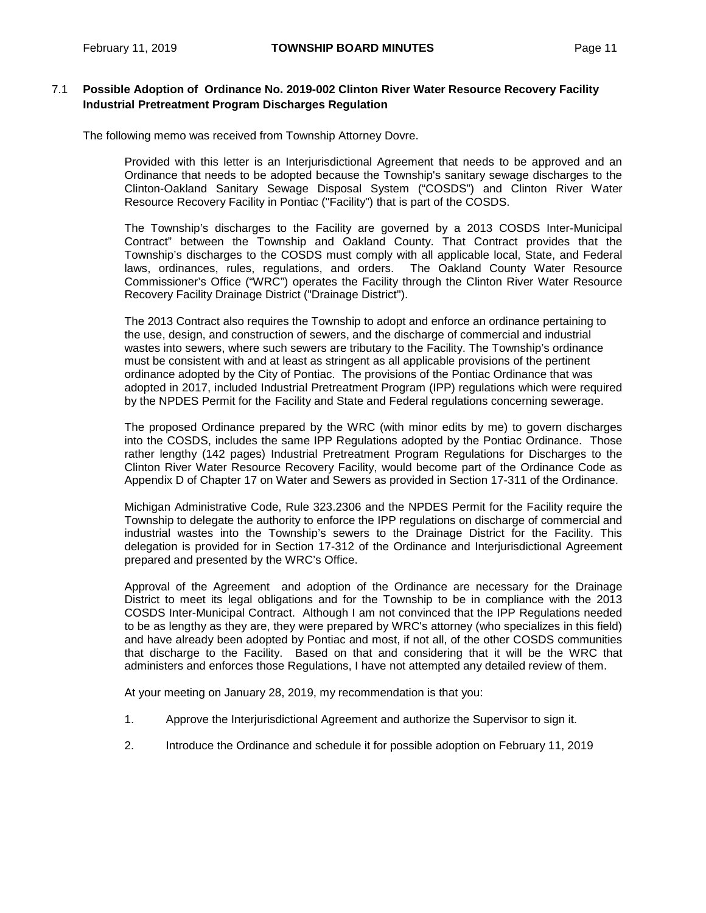### 7.1 **Possible Adoption of Ordinance No. 2019-002 Clinton River Water Resource Recovery Facility Industrial Pretreatment Program Discharges Regulation**

The following memo was received from Township Attorney Dovre.

> Provided with this letter is an Interjurisdictional Agreement that needs to be approved and an Ordinance that needs to be adopted because the Township's sanitary sewage discharges to the Clinton-Oakland Sanitary Sewage Disposal System ("COSDS") and Clinton River Water Resource Recovery Facility in Pontiac ("Facility") that is part of the COSDS.
>
> The Township's discharges to the Facility are governed by a 2013 COSDS Inter-Municipal Contract" between the Township and Oakland County. That Contract provides that the Township's discharges to the COSDS must comply with all applicable local, State, and Federal laws, ordinances, rules, regulations, and orders. The Oakland County Water Resource Commissioner's Office ("WRC") operates the Facility through the Clinton River Water Resource Recovery Facility Drainage District ("Drainage District").
>
> The 2013 Contract also requires the Township to adopt and enforce an ordinance pertaining to the use, design, and construction of sewers, and the discharge of commercial and industrial wastes into sewers, where such sewers are tributary to the Facility. The Township's ordinance must be consistent with and at least as stringent as all applicable provisions of the pertinent ordinance adopted by the City of Pontiac. The provisions of the Pontiac Ordinance that was adopted in 2017, included Industrial Pretreatment Program (IPP) regulations which were required by the NPDES Permit for the Facility and State and Federal regulations concerning sewerage.
>
> The proposed Ordinance prepared by the WRC (with minor edits by me) to govern discharges into the COSDS, includes the same IPP Regulations adopted by the Pontiac Ordinance. Those rather lengthy (142 pages) Industrial Pretreatment Program Regulations for Discharges to the Clinton River Water Resource Recovery Facility, would become part of the Ordinance Code as Appendix D of Chapter 17 on Water and Sewers as provided in Section 17-311 of the Ordinance.
>
> Michigan Administrative Code, Rule 323.2306 and the NPDES Permit for the Facility require the Township to delegate the authority to enforce the IPP regulations on discharge of commercial and industrial wastes into the Township's sewers to the Drainage District for the Facility. This delegation is provided for in Section 17-312 of the Ordinance and Interjurisdictional Agreement prepared and presented by the WRC's Office.
>
> Approval of the Agreement and adoption of the Ordinance are necessary for the Drainage District to meet its legal obligations and for the Township to be in compliance with the 2013 COSDS Inter-Municipal Contract. Although I am not convinced that the IPP Regulations needed to be as lengthy as they are, they were prepared by WRC's attorney (who specializes in this field) and have already been adopted by Pontiac and most, if not all, of the other COSDS communities that discharge to the Facility. Based on that and considering that it will be the WRC that administers and enforces those Regulations, I have not attempted any detailed review of them.
>
> At your meeting on January 28, 2019, my recommendation is that you:
>
> 1. Approve the Interjurisdictional Agreement and authorize the Supervisor to sign it.
> 2. Introduce the Ordinance and schedule it for possible adoption on February 11, 2019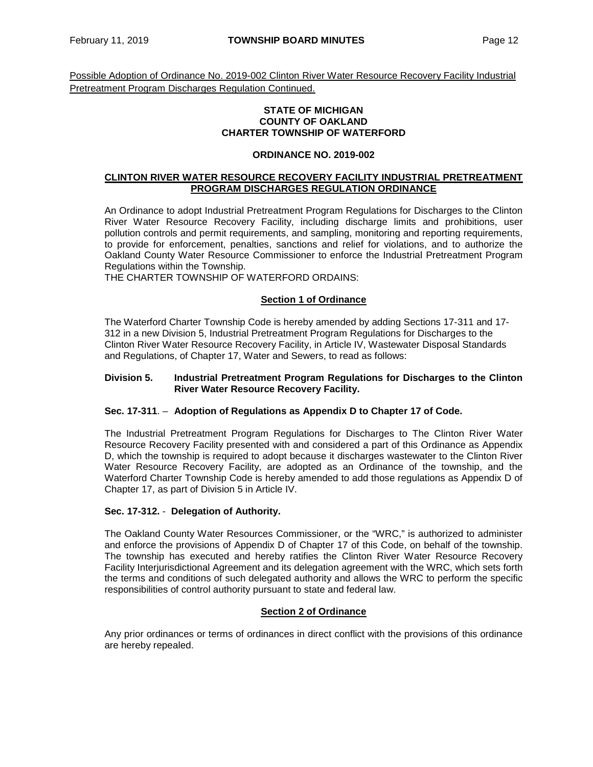<u>Possible Adoption of Ordinance No. 2019-002 Clinton River Water Resource Recovery Facility Industrial Pretreatment Program Discharges Regulation Continued.</u>

**STATE OF MICHIGAN**
**COUNTY OF OAKLAND**
**CHARTER TOWNSHIP OF WATERFORD**

**ORDINANCE NO. 2019-002**

**<u>CLINTON RIVER WATER RESOURCE RECOVERY FACILITY INDUSTRIAL PRETREATMENT PROGRAM DISCHARGES REGULATION ORDINANCE</u>**

An Ordinance to adopt Industrial Pretreatment Program Regulations for Discharges to the Clinton River Water Resource Recovery Facility, including discharge limits and prohibitions, user pollution controls and permit requirements, and sampling, monitoring and reporting requirements, to provide for enforcement, penalties, sanctions and relief for violations, and to authorize the Oakland County Water Resource Commissioner to enforce the Industrial Pretreatment Program Regulations within the Township.

THE CHARTER TOWNSHIP OF WATERFORD ORDAINS:

**<u>Section 1 of Ordinance</u>**

The Waterford Charter Township Code is hereby amended by adding Sections 17-311 and 17-312 in a new Division 5, Industrial Pretreatment Program Regulations for Discharges to the Clinton River Water Resource Recovery Facility, in Article IV, Wastewater Disposal Standards and Regulations, of Chapter 17, Water and Sewers, to read as follows:

**Division 5. Industrial Pretreatment Program Regulations for Discharges to the Clinton River Water Resource Recovery Facility.**

**Sec. 17-311**. – **Adoption of Regulations as Appendix D to Chapter 17 of Code.**

The Industrial Pretreatment Program Regulations for Discharges to The Clinton River Water Resource Recovery Facility presented with and considered a part of this Ordinance as Appendix D, which the township is required to adopt because it discharges wastewater to the Clinton River Water Resource Recovery Facility, are adopted as an Ordinance of the township, and the Waterford Charter Township Code is hereby amended to add those regulations as Appendix D of Chapter 17, as part of Division 5 in Article IV.

**Sec. 17-312.** - **Delegation of Authority.**

The Oakland County Water Resources Commissioner, or the "WRC," is authorized to administer and enforce the provisions of Appendix D of Chapter 17 of this Code, on behalf of the township. The township has executed and hereby ratifies the Clinton River Water Resource Recovery Facility Interjurisdictional Agreement and its delegation agreement with the WRC, which sets forth the terms and conditions of such delegated authority and allows the WRC to perform the specific responsibilities of control authority pursuant to state and federal law.

**<u>Section 2 of Ordinance</u>**

Any prior ordinances or terms of ordinances in direct conflict with the provisions of this ordinance are hereby repealed.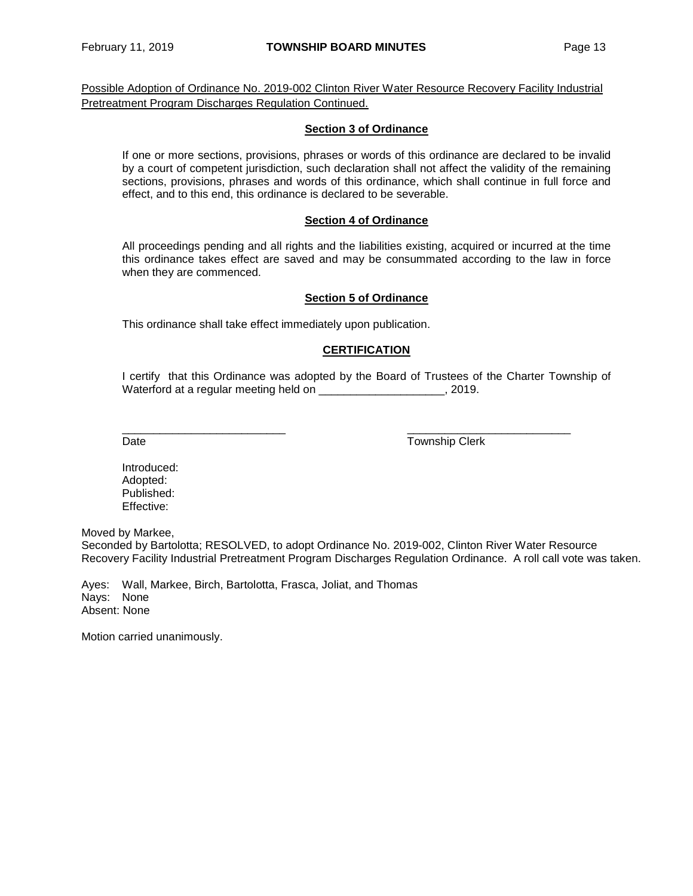Possible Adoption of Ordinance No. 2019-002 Clinton River Water Resource Recovery Facility Industrial Pretreatment Program Discharges Regulation Continued.

**Section 3 of Ordinance**

If one or more sections, provisions, phrases or words of this ordinance are declared to be invalid by a court of competent jurisdiction, such declaration shall not affect the validity of the remaining sections, provisions, phrases and words of this ordinance, which shall continue in full force and effect, and to this end, this ordinance is declared to be severable.

**Section 4 of Ordinance**

All proceedings pending and all rights and the liabilities existing, acquired or incurred at the time this ordinance takes effect are saved and may be consummated according to the law in force when they are commenced.

**Section 5 of Ordinance**

This ordinance shall take effect immediately upon publication.

**CERTIFICATION**

I certify that this Ordinance was adopted by the Board of Trustees of the Charter Township of Waterford at a regular meeting held on ____________________, 2019.

__________________________ __________________________
Date Township Clerk

Introduced:
Adopted:
Published:
Effective:

Moved by Markee,
Seconded by Bartolotta; RESOLVED, to adopt Ordinance No. 2019-002, Clinton River Water Resource Recovery Facility Industrial Pretreatment Program Discharges Regulation Ordinance. A roll call vote was taken.

Ayes: Wall, Markee, Birch, Bartolotta, Frasca, Joliat, and Thomas
Nays: None
Absent: None

Motion carried unanimously.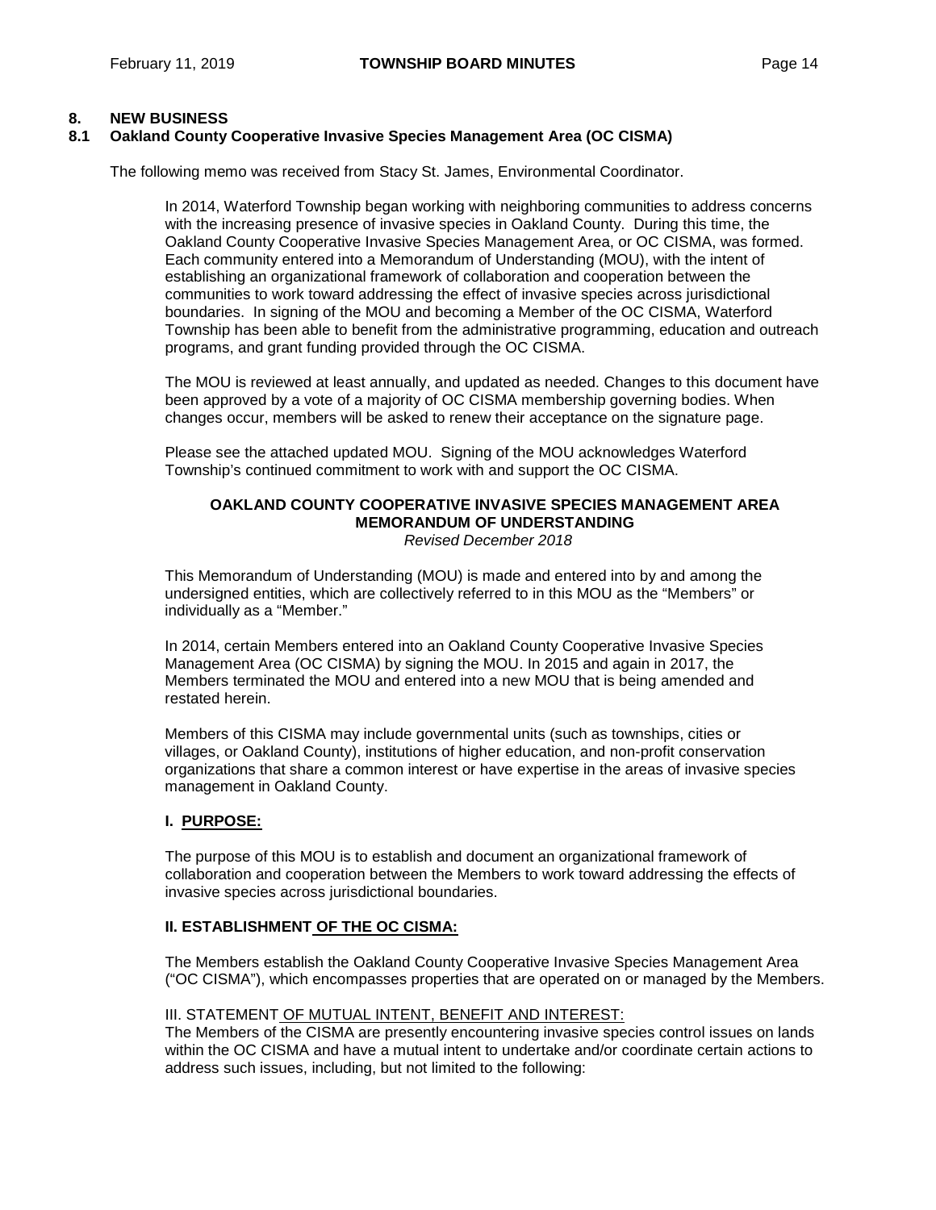## 8. NEW BUSINESS

### 8.1 Oakland County Cooperative Invasive Species Management Area (OC CISMA)

The following memo was received from Stacy St. James, Environmental Coordinator.

> In 2014, Waterford Township began working with neighboring communities to address concerns with the increasing presence of invasive species in Oakland County. During this time, the Oakland County Cooperative Invasive Species Management Area, or OC CISMA, was formed. Each community entered into a Memorandum of Understanding (MOU), with the intent of establishing an organizational framework of collaboration and cooperation between the communities to work toward addressing the effect of invasive species across jurisdictional boundaries. In signing of the MOU and becoming a Member of the OC CISMA, Waterford Township has been able to benefit from the administrative programming, education and outreach programs, and grant funding provided through the OC CISMA.
>
> The MOU is reviewed at least annually, and updated as needed. Changes to this document have been approved by a vote of a majority of OC CISMA membership governing bodies. When changes occur, members will be asked to renew their acceptance on the signature page.
>
> Please see the attached updated MOU. Signing of the MOU acknowledges Waterford Township's continued commitment to work with and support the OC CISMA.

**OAKLAND COUNTY COOPERATIVE INVASIVE SPECIES MANAGEMENT AREA**
**MEMORANDUM OF UNDERSTANDING**
*Revised December 2018*

This Memorandum of Understanding (MOU) is made and entered into by and among the undersigned entities, which are collectively referred to in this MOU as the "Members" or individually as a "Member."

In 2014, certain Members entered into an Oakland County Cooperative Invasive Species Management Area (OC CISMA) by signing the MOU. In 2015 and again in 2017, the Members terminated the MOU and entered into a new MOU that is being amended and restated herein.

Members of this CISMA may include governmental units (such as townships, cities or villages, or Oakland County), institutions of higher education, and non-profit conservation organizations that share a common interest or have expertise in the areas of invasive species management in Oakland County.

**I. PURPOSE:**

The purpose of this MOU is to establish and document an organizational framework of collaboration and cooperation between the Members to work toward addressing the effects of invasive species across jurisdictional boundaries.

**II. ESTABLISHMENT OF THE OC CISMA:**

The Members establish the Oakland County Cooperative Invasive Species Management Area ("OC CISMA"), which encompasses properties that are operated on or managed by the Members.

III. STATEMENT OF MUTUAL INTENT, BENEFIT AND INTEREST:
The Members of the CISMA are presently encountering invasive species control issues on lands within the OC CISMA and have a mutual intent to undertake and/or coordinate certain actions to address such issues, including, but not limited to the following: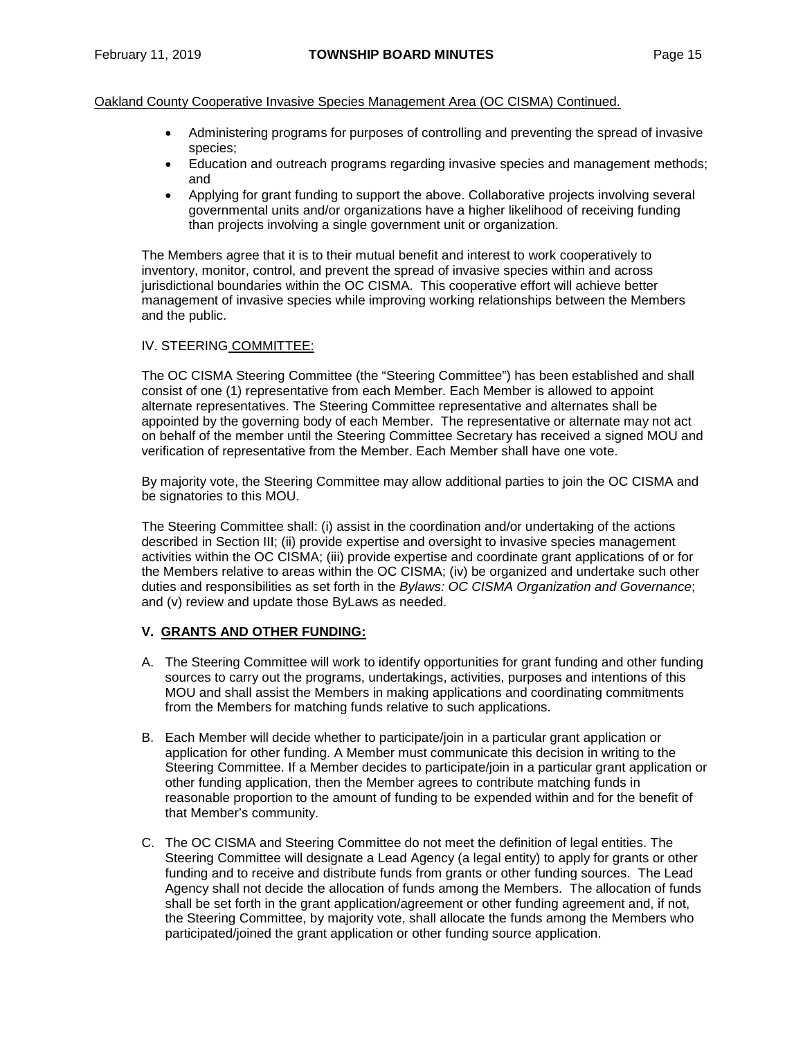Oakland County Cooperative Invasive Species Management Area (OC CISMA) Continued.

- Administering programs for purposes of controlling and preventing the spread of invasive species;
- Education and outreach programs regarding invasive species and management methods; and
- Applying for grant funding to support the above. Collaborative projects involving several governmental units and/or organizations have a higher likelihood of receiving funding than projects involving a single government unit or organization.

The Members agree that it is to their mutual benefit and interest to work cooperatively to inventory, monitor, control, and prevent the spread of invasive species within and across jurisdictional boundaries within the OC CISMA. This cooperative effort will achieve better management of invasive species while improving working relationships between the Members and the public.

IV. STEERING COMMITTEE:

The OC CISMA Steering Committee (the "Steering Committee") has been established and shall consist of one (1) representative from each Member. Each Member is allowed to appoint alternate representatives. The Steering Committee representative and alternates shall be appointed by the governing body of each Member. The representative or alternate may not act on behalf of the member until the Steering Committee Secretary has received a signed MOU and verification of representative from the Member. Each Member shall have one vote.

By majority vote, the Steering Committee may allow additional parties to join the OC CISMA and be signatories to this MOU.

The Steering Committee shall: (i) assist in the coordination and/or undertaking of the actions described in Section III; (ii) provide expertise and oversight to invasive species management activities within the OC CISMA; (iii) provide expertise and coordinate grant applications of or for the Members relative to areas within the OC CISMA; (iv) be organized and undertake such other duties and responsibilities as set forth in the *Bylaws: OC CISMA Organization and Governance*; and (v) review and update those ByLaws as needed.

**V. GRANTS AND OTHER FUNDING:**

A. The Steering Committee will work to identify opportunities for grant funding and other funding sources to carry out the programs, undertakings, activities, purposes and intentions of this MOU and shall assist the Members in making applications and coordinating commitments from the Members for matching funds relative to such applications.

B. Each Member will decide whether to participate/join in a particular grant application or application for other funding. A Member must communicate this decision in writing to the Steering Committee. If a Member decides to participate/join in a particular grant application or other funding application, then the Member agrees to contribute matching funds in reasonable proportion to the amount of funding to be expended within and for the benefit of that Member's community.

C. The OC CISMA and Steering Committee do not meet the definition of legal entities. The Steering Committee will designate a Lead Agency (a legal entity) to apply for grants or other funding and to receive and distribute funds from grants or other funding sources. The Lead Agency shall not decide the allocation of funds among the Members. The allocation of funds shall be set forth in the grant application/agreement or other funding agreement and, if not, the Steering Committee, by majority vote, shall allocate the funds among the Members who participated/joined the grant application or other funding source application.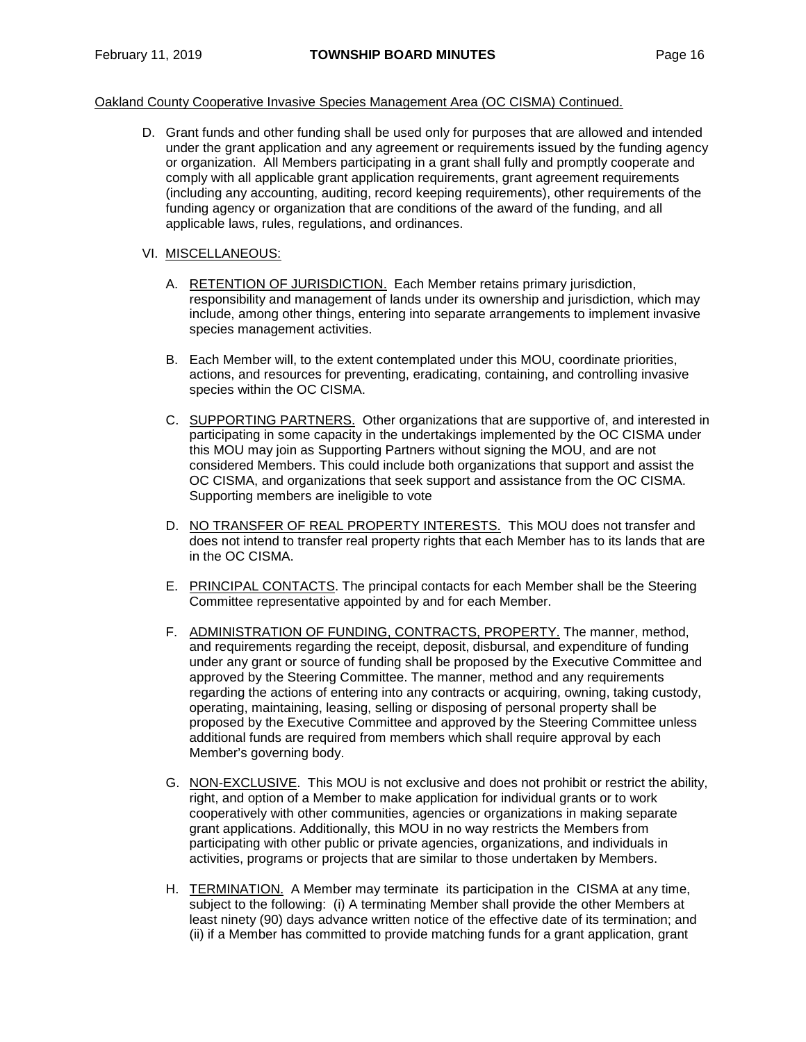Oakland County Cooperative Invasive Species Management Area (OC CISMA) Continued.

D. Grant funds and other funding shall be used only for purposes that are allowed and intended under the grant application and any agreement or requirements issued by the funding agency or organization. All Members participating in a grant shall fully and promptly cooperate and comply with all applicable grant application requirements, grant agreement requirements (including any accounting, auditing, record keeping requirements), other requirements of the funding agency or organization that are conditions of the award of the funding, and all applicable laws, rules, regulations, and ordinances.

VI. MISCELLANEOUS:

A. RETENTION OF JURISDICTION. Each Member retains primary jurisdiction, responsibility and management of lands under its ownership and jurisdiction, which may include, among other things, entering into separate arrangements to implement invasive species management activities.

B. Each Member will, to the extent contemplated under this MOU, coordinate priorities, actions, and resources for preventing, eradicating, containing, and controlling invasive species within the OC CISMA.

C. SUPPORTING PARTNERS. Other organizations that are supportive of, and interested in participating in some capacity in the undertakings implemented by the OC CISMA under this MOU may join as Supporting Partners without signing the MOU, and are not considered Members. This could include both organizations that support and assist the OC CISMA, and organizations that seek support and assistance from the OC CISMA. Supporting members are ineligible to vote

D. NO TRANSFER OF REAL PROPERTY INTERESTS. This MOU does not transfer and does not intend to transfer real property rights that each Member has to its lands that are in the OC CISMA.

E. PRINCIPAL CONTACTS. The principal contacts for each Member shall be the Steering Committee representative appointed by and for each Member.

F. ADMINISTRATION OF FUNDING, CONTRACTS, PROPERTY. The manner, method, and requirements regarding the receipt, deposit, disbursal, and expenditure of funding under any grant or source of funding shall be proposed by the Executive Committee and approved by the Steering Committee. The manner, method and any requirements regarding the actions of entering into any contracts or acquiring, owning, taking custody, operating, maintaining, leasing, selling or disposing of personal property shall be proposed by the Executive Committee and approved by the Steering Committee unless additional funds are required from members which shall require approval by each Member's governing body.

G. NON-EXCLUSIVE. This MOU is not exclusive and does not prohibit or restrict the ability, right, and option of a Member to make application for individual grants or to work cooperatively with other communities, agencies or organizations in making separate grant applications. Additionally, this MOU in no way restricts the Members from participating with other public or private agencies, organizations, and individuals in activities, programs or projects that are similar to those undertaken by Members.

H. TERMINATION. A Member may terminate its participation in the CISMA at any time, subject to the following: (i) A terminating Member shall provide the other Members at least ninety (90) days advance written notice of the effective date of its termination; and (ii) if a Member has committed to provide matching funds for a grant application, grant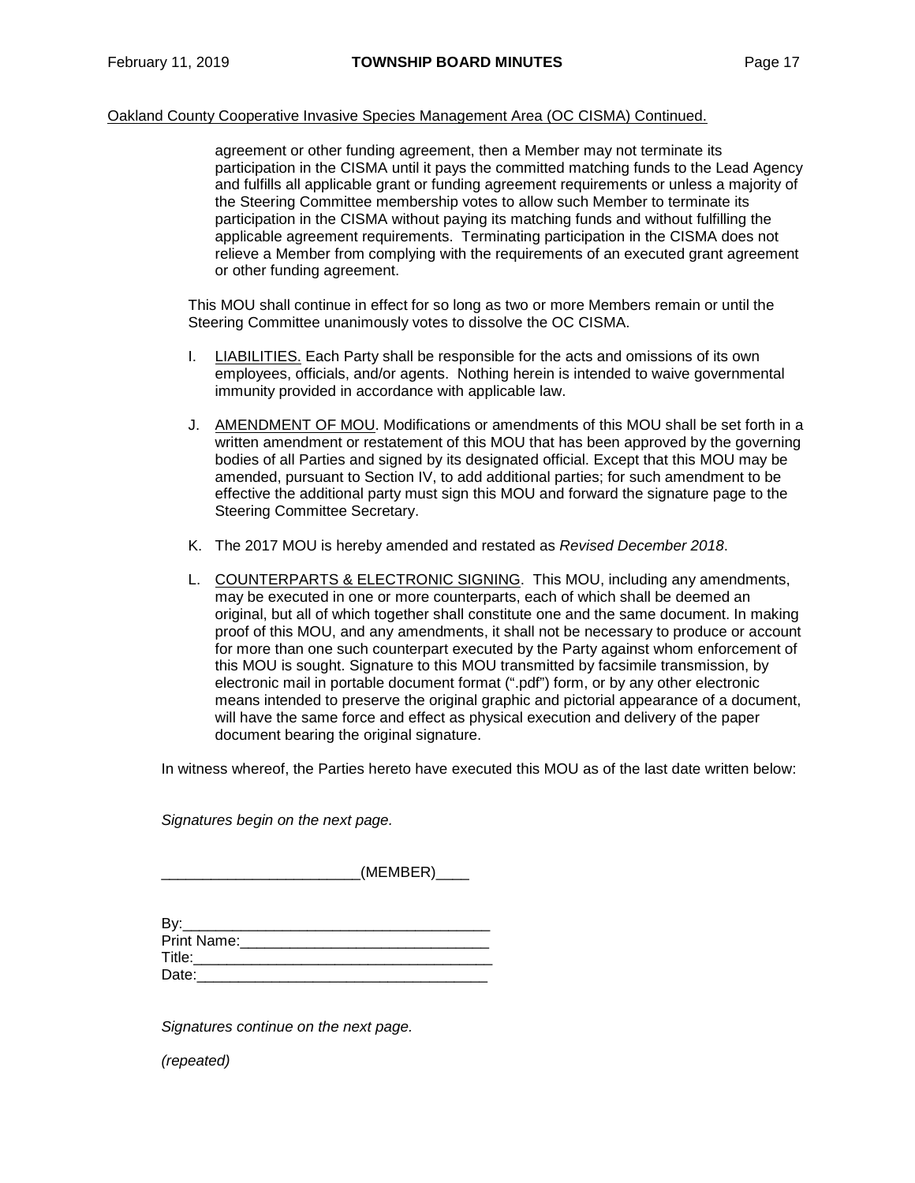Oakland County Cooperative Invasive Species Management Area (OC CISMA) Continued.

agreement or other funding agreement, then a Member may not terminate its participation in the CISMA until it pays the committed matching funds to the Lead Agency and fulfills all applicable grant or funding agreement requirements or unless a majority of the Steering Committee membership votes to allow such Member to terminate its participation in the CISMA without paying its matching funds and without fulfilling the applicable agreement requirements. Terminating participation in the CISMA does not relieve a Member from complying with the requirements of an executed grant agreement or other funding agreement.

This MOU shall continue in effect for so long as two or more Members remain or until the Steering Committee unanimously votes to dissolve the OC CISMA.

I. LIABILITIES. Each Party shall be responsible for the acts and omissions of its own employees, officials, and/or agents. Nothing herein is intended to waive governmental immunity provided in accordance with applicable law.

J. AMENDMENT OF MOU. Modifications or amendments of this MOU shall be set forth in a written amendment or restatement of this MOU that has been approved by the governing bodies of all Parties and signed by its designated official. Except that this MOU may be amended, pursuant to Section IV, to add additional parties; for such amendment to be effective the additional party must sign this MOU and forward the signature page to the Steering Committee Secretary.

K. The 2017 MOU is hereby amended and restated as *Revised December 2018*.

L. COUNTERPARTS & ELECTRONIC SIGNING. This MOU, including any amendments, may be executed in one or more counterparts, each of which shall be deemed an original, but all of which together shall constitute one and the same document. In making proof of this MOU, and any amendments, it shall not be necessary to produce or account for more than one such counterpart executed by the Party against whom enforcement of this MOU is sought. Signature to this MOU transmitted by facsimile transmission, by electronic mail in portable document format (".pdf") form, or by any other electronic means intended to preserve the original graphic and pictorial appearance of a document, will have the same force and effect as physical execution and delivery of the paper document bearing the original signature.

In witness whereof, the Parties hereto have executed this MOU as of the last date written below:

*Signatures begin on the next page.*

_______________________(MEMBER)____

By:____________________________________
Print Name:_____________________________
Title:___________________________________
Date:___________________________________

*Signatures continue on the next page.*

*(repeated)*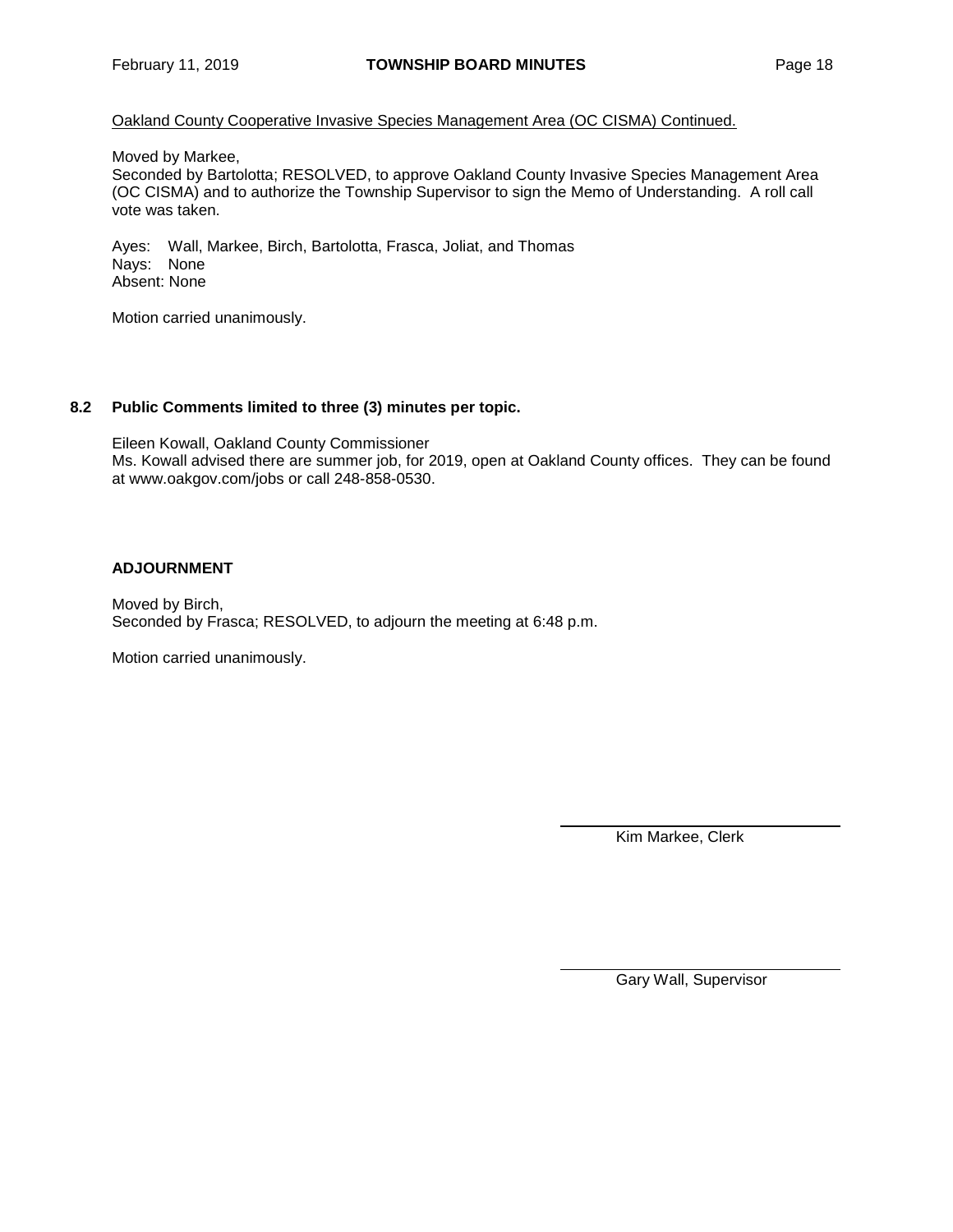Oakland County Cooperative Invasive Species Management Area (OC CISMA) Continued.

Moved by Markee,
Seconded by Bartolotta; RESOLVED, to approve Oakland County Invasive Species Management Area (OC CISMA) and to authorize the Township Supervisor to sign the Memo of Understanding. A roll call vote was taken.

Ayes: Wall, Markee, Birch, Bartolotta, Frasca, Joliat, and Thomas
Nays: None
Absent: None

Motion carried unanimously.

### 8.2 Public Comments limited to three (3) minutes per topic.

Eileen Kowall, Oakland County Commissioner
Ms. Kowall advised there are summer job, for 2019, open at Oakland County offices. They can be found at www.oakgov.com/jobs or call 248-858-0530.

### ADJOURNMENT

Moved by Birch,
Seconded by Frasca; RESOLVED, to adjourn the meeting at 6:48 p.m.

Motion carried unanimously.

Kim Markee, Clerk

Gary Wall, Supervisor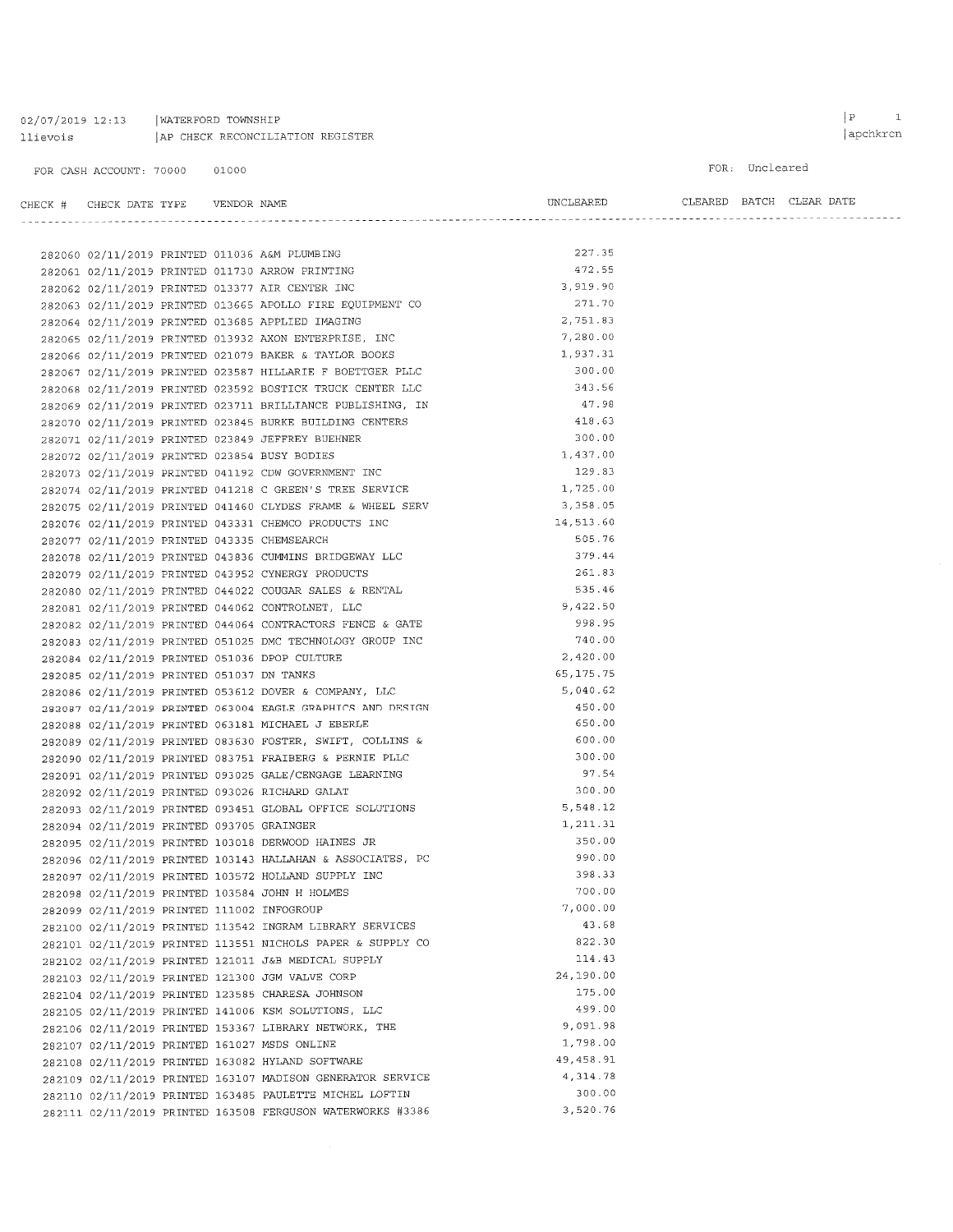02/07/2019 12:13 | WATERFORD TOWNSHIP
llievois | AP CHECK RECONCILIATION REGISTER

FOR CASH ACCOUNT: 70000 01000

FOR: Uncleared

| CHECK # | CHECK DATE | TYPE | VENDOR | NAME | UNCLEARED | CLEARED | BATCH | CLEAR DATE |
|---|---|---|---|---|---|---|---|---|
| 282060 | 02/11/2019 | PRINTED | 011036 | A&M PLUMBING | 227.35 | | | |
| 282061 | 02/11/2019 | PRINTED | 011730 | ARROW PRINTING | 472.55 | | | |
| 282062 | 02/11/2019 | PRINTED | 013377 | AIR CENTER INC | 3,919.90 | | | |
| 282063 | 02/11/2019 | PRINTED | 013665 | APOLLO FIRE EQUIPMENT CO | 271.70 | | | |
| 282064 | 02/11/2019 | PRINTED | 013685 | APPLIED IMAGING | 2,751.83 | | | |
| 282065 | 02/11/2019 | PRINTED | 013932 | AXON ENTERPRISE, INC | 7,280.00 | | | |
| 282066 | 02/11/2019 | PRINTED | 021079 | BAKER & TAYLOR BOOKS | 1,937.31 | | | |
| 282067 | 02/11/2019 | PRINTED | 023587 | HILLARIE F BOETTGER PLLC | 300.00 | | | |
| 282068 | 02/11/2019 | PRINTED | 023592 | BOSTICK TRUCK CENTER LLC | 343.56 | | | |
| 282069 | 02/11/2019 | PRINTED | 023711 | BRILLIANCE PUBLISHING, IN | 47.98 | | | |
| 282070 | 02/11/2019 | PRINTED | 023845 | BURKE BUILDING CENTERS | 418.63 | | | |
| 282071 | 02/11/2019 | PRINTED | 023849 | JEFFREY BUEHNER | 300.00 | | | |
| 282072 | 02/11/2019 | PRINTED | 023854 | BUSY BODIES | 1,437.00 | | | |
| 282073 | 02/11/2019 | PRINTED | 041192 | CDW GOVERNMENT INC | 129.83 | | | |
| 282074 | 02/11/2019 | PRINTED | 041218 | C GREEN'S TREE SERVICE | 1,725.00 | | | |
| 282075 | 02/11/2019 | PRINTED | 041460 | CLYDES FRAME & WHEEL SERV | 3,358.05 | | | |
| 282076 | 02/11/2019 | PRINTED | 043331 | CHEMCO PRODUCTS INC | 14,513.60 | | | |
| 282077 | 02/11/2019 | PRINTED | 043335 | CHEMSEARCH | 505.76 | | | |
| 282078 | 02/11/2019 | PRINTED | 043836 | CUMMINS BRIDGEWAY LLC | 379.44 | | | |
| 282079 | 02/11/2019 | PRINTED | 043952 | CYNERGY PRODUCTS | 261.83 | | | |
| 282080 | 02/11/2019 | PRINTED | 044022 | COUGAR SALES & RENTAL | 535.46 | | | |
| 282081 | 02/11/2019 | PRINTED | 044062 | CONTROLNET, LLC | 9,422.50 | | | |
| 282082 | 02/11/2019 | PRINTED | 044064 | CONTRACTORS FENCE & GATE | 998.95 | | | |
| 282083 | 02/11/2019 | PRINTED | 051025 | DMC TECHNOLOGY GROUP INC | 740.00 | | | |
| 282084 | 02/11/2019 | PRINTED | 051036 | DPOP CULTURE | 2,420.00 | | | |
| 282085 | 02/11/2019 | PRINTED | 051037 | DN TANKS | 65,175.75 | | | |
| 282086 | 02/11/2019 | PRINTED | 053612 | DOVER & COMPANY, LLC | 5,040.62 | | | |
| 282087 | 02/11/2019 | PRINTED | 063004 | EAGLE GRAPHICS AND DESIGN | 450.00 | | | |
| 282088 | 02/11/2019 | PRINTED | 063181 | MICHAEL J EBERLE | 650.00 | | | |
| 282089 | 02/11/2019 | PRINTED | 083630 | FOSTER, SWIFT, COLLINS & | 600.00 | | | |
| 282090 | 02/11/2019 | PRINTED | 083751 | FRAIBERG & PERNIE PLLC | 300.00 | | | |
| 282091 | 02/11/2019 | PRINTED | 093025 | GALE/CENGAGE LEARNING | 97.54 | | | |
| 282092 | 02/11/2019 | PRINTED | 093026 | RICHARD GALAT | 300.00 | | | |
| 282093 | 02/11/2019 | PRINTED | 093451 | GLOBAL OFFICE SOLUTIONS | 5,548.12 | | | |
| 282094 | 02/11/2019 | PRINTED | 093705 | GRAINGER | 1,211.31 | | | |
| 282095 | 02/11/2019 | PRINTED | 103018 | DERWOOD HAINES JR | 350.00 | | | |
| 282096 | 02/11/2019 | PRINTED | 103143 | HALLAHAN & ASSOCIATES, PC | 990.00 | | | |
| 282097 | 02/11/2019 | PRINTED | 103572 | HOLLAND SUPPLY INC | 398.33 | | | |
| 282098 | 02/11/2019 | PRINTED | 103584 | JOHN H HOLMES | 700.00 | | | |
| 282099 | 02/11/2019 | PRINTED | 111002 | INFOGROUP | 7,000.00 | | | |
| 282100 | 02/11/2019 | PRINTED | 113542 | INGRAM LIBRARY SERVICES | 43.68 | | | |
| 282101 | 02/11/2019 | PRINTED | 113551 | NICHOLS PAPER & SUPPLY CO | 822.30 | | | |
| 282102 | 02/11/2019 | PRINTED | 121011 | J&B MEDICAL SUPPLY | 114.43 | | | |
| 282103 | 02/11/2019 | PRINTED | 121300 | JGM VALVE CORP | 24,190.00 | | | |
| 282104 | 02/11/2019 | PRINTED | 123585 | CHARESA JOHNSON | 175.00 | | | |
| 282105 | 02/11/2019 | PRINTED | 141006 | KSM SOLUTIONS, LLC | 499.00 | | | |
| 282106 | 02/11/2019 | PRINTED | 153367 | LIBRARY NETWORK, THE | 9,091.98 | | | |
| 282107 | 02/11/2019 | PRINTED | 161027 | MSDS ONLINE | 1,798.00 | | | |
| 282108 | 02/11/2019 | PRINTED | 163082 | HYLAND SOFTWARE | 49,458.91 | | | |
| 282109 | 02/11/2019 | PRINTED | 163107 | MADISON GENERATOR SERVICE | 4,314.78 | | | |
| 282110 | 02/11/2019 | PRINTED | 163485 | PAULETTE MICHEL LOFTIN | 300.00 | | | |
| 282111 | 02/11/2019 | PRINTED | 163508 | FERGUSON WATERWORKS #3386 | 3,520.76 | | | |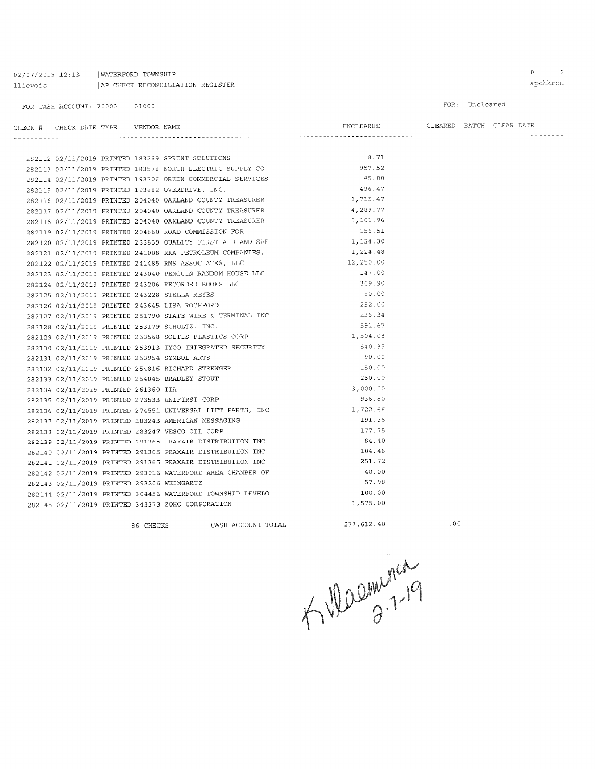02/07/2019 12:13 | WATERFORD TOWNSHIP
llievois | AP CHECK RECONCILIATION REGISTER

|P 2
|apchkrcn

FOR CASH ACCOUNT: 70000 01000

FOR: Uncleared

| CHECK # | CHECK DATE | TYPE | VENDOR | NAME | UNCLEARED | CLEARED | BATCH | CLEAR DATE |
|---|---|---|---|---|---|---|---|---|
| 282112 | 02/11/2019 | PRINTED | 183269 | SPRINT SOLUTIONS | 8.71 | | | |
| 282113 | 02/11/2019 | PRINTED | 183578 | NORTH ELECTRIC SUPPLY CO | 957.52 | | | |
| 282114 | 02/11/2019 | PRINTED | 193706 | ORKIN COMMERCIAL SERVICES | 45.00 | | | |
| 282115 | 02/11/2019 | PRINTED | 193882 | OVERDRIVE, INC. | 496.47 | | | |
| 282116 | 02/11/2019 | PRINTED | 204040 | OAKLAND COUNTY TREASURER | 1,715.47 | | | |
| 282117 | 02/11/2019 | PRINTED | 204040 | OAKLAND COUNTY TREASURER | 4,289.77 | | | |
| 282118 | 02/11/2019 | PRINTED | 204040 | OAKLAND COUNTY TREASURER | 5,101.96 | | | |
| 282119 | 02/11/2019 | PRINTED | 204860 | ROAD COMMISSION FOR | 156.51 | | | |
| 282120 | 02/11/2019 | PRINTED | 233839 | QUALITY FIRST AID AND SAF | 1,124.30 | | | |
| 282121 | 02/11/2019 | PRINTED | 241008 | RKA PETROLEUM COMPANIES, | 1,224.48 | | | |
| 282122 | 02/11/2019 | PRINTED | 241485 | RMS ASSOCIATES, LLC | 12,250.00 | | | |
| 282123 | 02/11/2019 | PRINTED | 243040 | PENGUIN RANDOM HOUSE LLC | 147.00 | | | |
| 282124 | 02/11/2019 | PRINTED | 243206 | RECORDED BOOKS LLC | 309.90 | | | |
| 282125 | 02/11/2019 | PRINTED | 243228 | STELLA REYES | 90.00 | | | |
| 282126 | 02/11/2019 | PRINTED | 243645 | LISA ROCHFORD | 252.00 | | | |
| 282127 | 02/11/2019 | PRINTED | 251790 | STATE WIRE & TERMINAL INC | 236.34 | | | |
| 282128 | 02/11/2019 | PRINTED | 253179 | SCHULTZ, INC. | 591.67 | | | |
| 282129 | 02/11/2019 | PRINTED | 253568 | SOLTIS PLASTICS CORP | 1,504.08 | | | |
| 282130 | 02/11/2019 | PRINTED | 253913 | TYCO INTEGRATED SECURITY | 540.35 | | | |
| 282131 | 02/11/2019 | PRINTED | 253954 | SYMBOL ARTS | 90.00 | | | |
| 282132 | 02/11/2019 | PRINTED | 254816 | RICHARD STRENGER | 150.00 | | | |
| 282133 | 02/11/2019 | PRINTED | 254845 | BRADLEY STOUT | 250.00 | | | |
| 282134 | 02/11/2019 | PRINTED | 261360 | TIA | 3,000.00 | | | |
| 282135 | 02/11/2019 | PRINTED | 273533 | UNIFIRST CORP | 936.80 | | | |
| 282136 | 02/11/2019 | PRINTED | 274551 | UNIVERSAL LIFT PARTS, INC | 1,722.66 | | | |
| 282137 | 02/11/2019 | PRINTED | 283243 | AMERICAN MESSAGING | 191.36 | | | |
| 282138 | 02/11/2019 | PRINTED | 283247 | VESCO OIL CORP | 177.75 | | | |
| 282139 | 02/11/2019 | PRINTED | 291365 | PRAXAIR DISTRIBUTION INC | 84.40 | | | |
| 282140 | 02/11/2019 | PRINTED | 291365 | PRAXAIR DISTRIBUTION INC | 104.46 | | | |
| 282141 | 02/11/2019 | PRINTED | 291365 | PRAXAIR DISTRIBUTION INC | 251.72 | | | |
| 282142 | 02/11/2019 | PRINTED | 293016 | WATERFORD AREA CHAMBER OF | 40.00 | | | |
| 282143 | 02/11/2019 | PRINTED | 293206 | WEINGARTZ | 57.98 | | | |
| 282144 | 02/11/2019 | PRINTED | 304456 | WATERFORD TOWNSHIP DEVELO | 100.00 | | | |
| 282145 | 02/11/2019 | PRINTED | 343373 | ZOHO CORPORATION | 1,575.00 | | | |
| | | | 86 CHECKS | CASH ACCOUNT TOTAL | 277,612.40 | .00 | | |

K Vlaeminck 2-7-19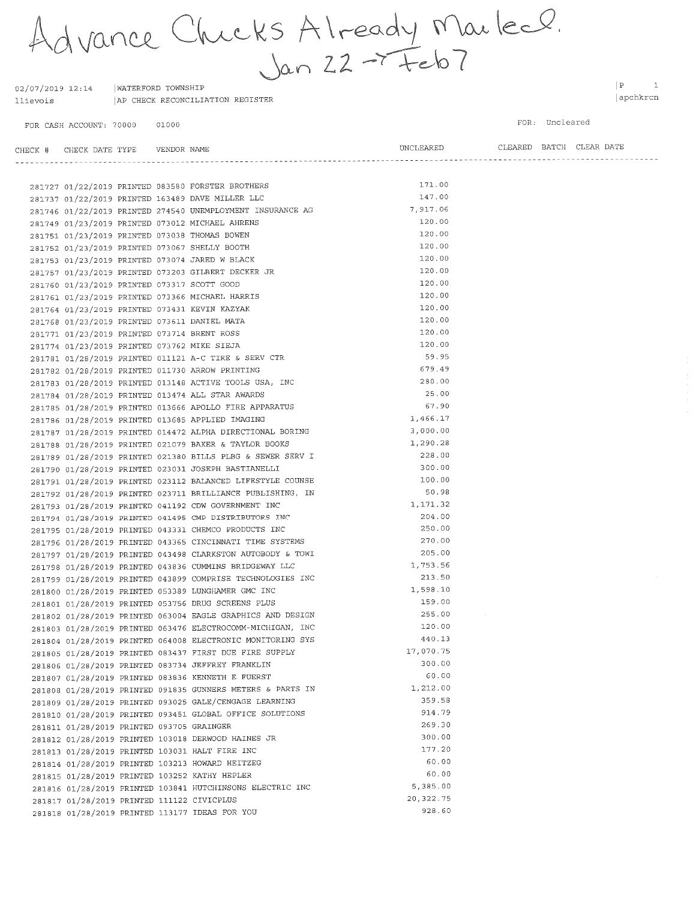Advance Checks Already Mailed.
Jan 22 → Feb 7

02/07/2019 12:14 | WATERFORD TOWNSHIP
llievois | AP CHECK RECONCILIATION REGISTER

P 1
apchkrcn

FOR CASH ACCOUNT: 70000 01000

FOR: Uncleared

| CHECK # | CHECK DATE | TYPE | VENDOR | NAME | UNCLEARED | CLEARED | BATCH | CLEAR DATE |
|---|---|---|---|---|---|---|---|---|
| 281727 | 01/22/2019 | PRINTED | 083580 | FORSTER BROTHERS | 171.00 | | | |
| 281737 | 01/22/2019 | PRINTED | 163489 | DAVE MILLER LLC | 147.00 | | | |
| 281746 | 01/22/2019 | PRINTED | 274540 | UNEMPLOYMENT INSURANCE AG | 7,917.06 | | | |
| 281749 | 01/23/2019 | PRINTED | 073012 | MICHAEL AHRENS | 120.00 | | | |
| 281751 | 01/23/2019 | PRINTED | 073038 | THOMAS BOWEN | 120.00 | | | |
| 281752 | 01/23/2019 | PRINTED | 073067 | SHELLY BOOTH | 120.00 | | | |
| 281753 | 01/23/2019 | PRINTED | 073074 | JARED W BLACK | 120.00 | | | |
| 281757 | 01/23/2019 | PRINTED | 073203 | GILBERT DECKER JR | 120.00 | | | |
| 281760 | 01/23/2019 | PRINTED | 073317 | SCOTT GOOD | 120.00 | | | |
| 281761 | 01/23/2019 | PRINTED | 073366 | MICHAEL HARRIS | 120.00 | | | |
| 281764 | 01/23/2019 | PRINTED | 073431 | KEVIN KAZYAK | 120.00 | | | |
| 281768 | 01/23/2019 | PRINTED | 073611 | DANIEL MATA | 120.00 | | | |
| 281771 | 01/23/2019 | PRINTED | 073714 | BRENT ROSS | 120.00 | | | |
| 281774 | 01/23/2019 | PRINTED | 073762 | MIKE SIEJA | 120.00 | | | |
| 281781 | 01/28/2019 | PRINTED | 011121 | A-C TIRE & SERV CTR | 59.95 | | | |
| 281782 | 01/28/2019 | PRINTED | 011730 | ARROW PRINTING | 679.49 | | | |
| 281783 | 01/28/2019 | PRINTED | 013148 | ACTIVE TOOLS USA, INC | 280.00 | | | |
| 281784 | 01/28/2019 | PRINTED | 013474 | ALL STAR AWARDS | 25.00 | | | |
| 281785 | 01/28/2019 | PRINTED | 013666 | APOLLO FIRE APPARATUS | 67.90 | | | |
| 281786 | 01/28/2019 | PRINTED | 013685 | APPLIED IMAGING | 1,466.17 | | | |
| 281787 | 01/28/2019 | PRINTED | 014472 | ALPHA DIRECTIONAL BORING | 3,000.00 | | | |
| 281788 | 01/28/2019 | PRINTED | 021079 | BAKER & TAYLOR BOOKS | 1,290.28 | | | |
| 281789 | 01/28/2019 | PRINTED | 021380 | BILLS PLBG & SEWER SERV I | 228.00 | | | |
| 281790 | 01/28/2019 | PRINTED | 023031 | JOSEPH BASTIANELLI | 300.00 | | | |
| 281791 | 01/28/2019 | PRINTED | 023112 | BALANCED LIFESTYLE COUNSE | 100.00 | | | |
| 281792 | 01/28/2019 | PRINTED | 023711 | BRILLIANCE PUBLISHING, IN | 50.98 | | | |
| 281793 | 01/28/2019 | PRINTED | 041192 | CDW GOVERNMENT INC | 1,171.32 | | | |
| 281794 | 01/28/2019 | PRINTED | 041495 | CMP DISTRIBUTORS INC | 204.00 | | | |
| 281795 | 01/28/2019 | PRINTED | 043331 | CHEMCO PRODUCTS INC | 250.00 | | | |
| 281796 | 01/28/2019 | PRINTED | 043365 | CINCINNATI TIME SYSTEMS | 270.00 | | | |
| 281797 | 01/28/2019 | PRINTED | 043498 | CLARKSTON AUTOBODY & TOWI | 205.00 | | | |
| 281798 | 01/28/2019 | PRINTED | 043836 | CUMMINS BRIDGEWAY LLC | 1,753.56 | | | |
| 281799 | 01/28/2019 | PRINTED | 043899 | COMPRISE TECHNOLOGIES INC | 213.50 | | | |
| 281800 | 01/28/2019 | PRINTED | 053389 | LUNGHAMER GMC INC | 1,598.10 | | | |
| 281801 | 01/28/2019 | PRINTED | 053756 | DRUG SCREENS PLUS | 159.00 | | | |
| 281802 | 01/28/2019 | PRINTED | 063004 | EAGLE GRAPHICS AND DESIGN | 255.00 | | | |
| 281803 | 01/28/2019 | PRINTED | 063476 | ELECTROCOMM-MICHIGAN, INC | 120.00 | | | |
| 281804 | 01/28/2019 | PRINTED | 064008 | ELECTRONIC MONITORING SYS | 440.13 | | | |
| 281805 | 01/28/2019 | PRINTED | 083437 | FIRST DUE FIRE SUPPLY | 17,070.75 | | | |
| 281806 | 01/28/2019 | PRINTED | 083734 | JEFFREY FRANKLIN | 300.00 | | | |
| 281807 | 01/28/2019 | PRINTED | 083836 | KENNETH E FUERST | 60.00 | | | |
| 281808 | 01/28/2019 | PRINTED | 091835 | GUNNERS METERS & PARTS IN | 1,212.00 | | | |
| 281809 | 01/28/2019 | PRINTED | 093025 | GALE/CENGAGE LEARNING | 359.58 | | | |
| 281810 | 01/28/2019 | PRINTED | 093451 | GLOBAL OFFICE SOLUTIONS | 914.79 | | | |
| 281811 | 01/28/2019 | PRINTED | 093705 | GRAINGER | 269.30 | | | |
| 281812 | 01/28/2019 | PRINTED | 103018 | DERWOOD HAINES JR | 300.00 | | | |
| 281813 | 01/28/2019 | PRINTED | 103031 | HALT FIRE INC | 177.20 | | | |
| 281814 | 01/28/2019 | PRINTED | 103213 | HOWARD HEITZEG | 60.00 | | | |
| 281815 | 01/28/2019 | PRINTED | 103252 | KATHY HEPLER | 60.00 | | | |
| 281816 | 01/28/2019 | PRINTED | 103841 | HUTCHINSONS ELECTRIC INC | 5,385.00 | | | |
| 281817 | 01/28/2019 | PRINTED | 111122 | CIVICPLUS | 20,322.75 | | | |
| 281818 | 01/28/2019 | PRINTED | 113177 | IDEAS FOR YOU | 928.60 | | | |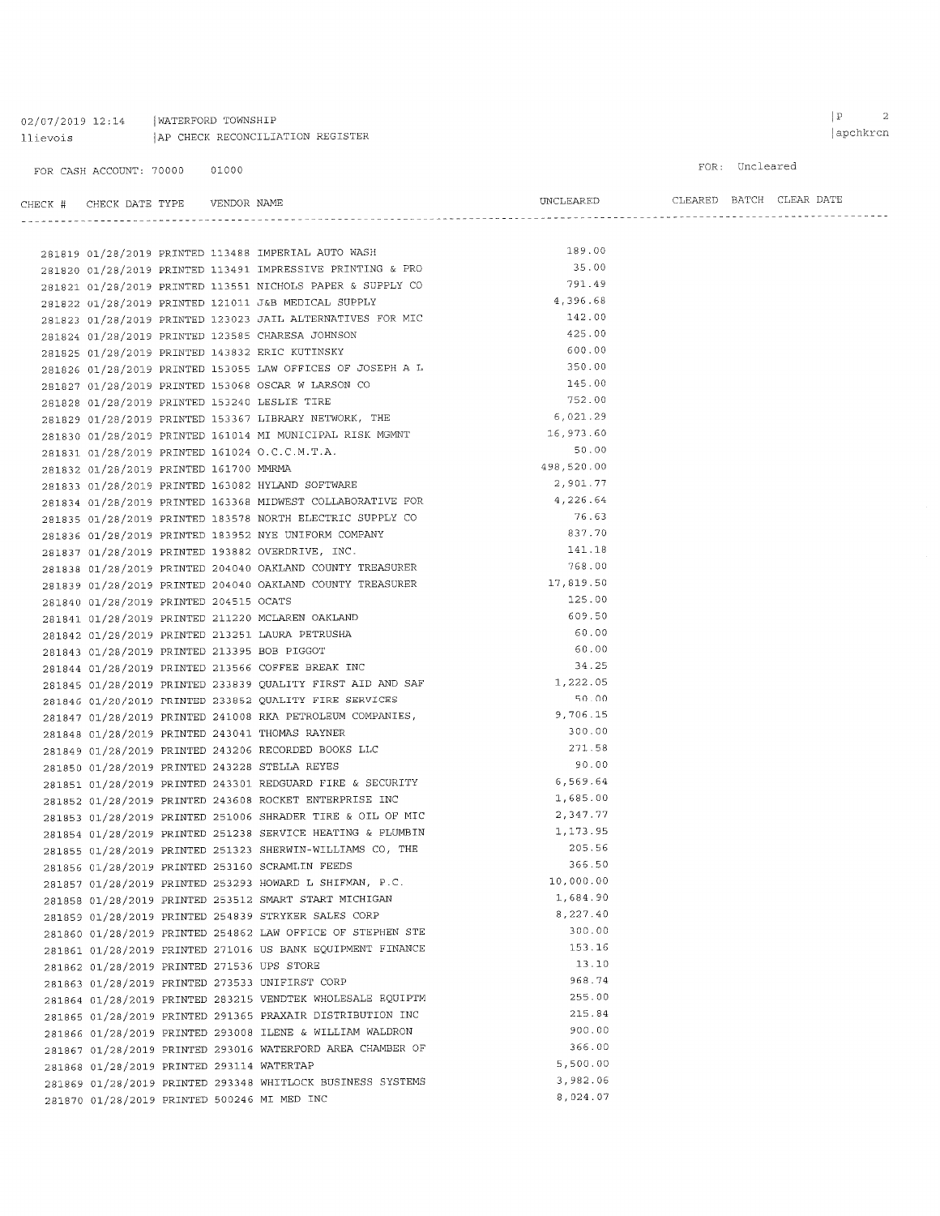02/07/2019 12:14 | WATERFORD TOWNSHIP
llievois | AP CHECK RECONCILIATION REGISTER

FOR CASH ACCOUNT: 70000 01000

FOR: Uncleared

| CHECK # | CHECK DATE | TYPE | VENDOR | NAME | UNCLEARED | CLEARED | BATCH | CLEAR DATE |
|---|---|---|---|---|---|---|---|---|
| 281819 | 01/28/2019 | PRINTED | 113488 | IMPERIAL AUTO WASH | 189.00 | | | |
| 281820 | 01/28/2019 | PRINTED | 113491 | IMPRESSIVE PRINTING & PRO | 35.00 | | | |
| 281821 | 01/28/2019 | PRINTED | 113551 | NICHOLS PAPER & SUPPLY CO | 791.49 | | | |
| 281822 | 01/28/2019 | PRINTED | 121011 | J&B MEDICAL SUPPLY | 4,396.68 | | | |
| 281823 | 01/28/2019 | PRINTED | 123023 | JAIL ALTERNATIVES FOR MIC | 142.00 | | | |
| 281824 | 01/28/2019 | PRINTED | 123585 | CHARESA JOHNSON | 425.00 | | | |
| 281825 | 01/28/2019 | PRINTED | 143832 | ERIC KUTINSKY | 600.00 | | | |
| 281826 | 01/28/2019 | PRINTED | 153055 | LAW OFFICES OF JOSEPH A L | 350.00 | | | |
| 281827 | 01/28/2019 | PRINTED | 153068 | OSCAR W LARSON CO | 145.00 | | | |
| 281828 | 01/28/2019 | PRINTED | 153240 | LESLIE TIRE | 752.00 | | | |
| 281829 | 01/28/2019 | PRINTED | 153367 | LIBRARY NETWORK, THE | 6,021.29 | | | |
| 281830 | 01/28/2019 | PRINTED | 161014 | MI MUNICIPAL RISK MGMNT | 16,973.60 | | | |
| 281831 | 01/28/2019 | PRINTED | 161024 | O.C.C.M.T.A. | 50.00 | | | |
| 281832 | 01/28/2019 | PRINTED | 161700 | MMRMA | 498,520.00 | | | |
| 281833 | 01/28/2019 | PRINTED | 163082 | HYLAND SOFTWARE | 2,901.77 | | | |
| 281834 | 01/28/2019 | PRINTED | 163368 | MIDWEST COLLABORATIVE FOR | 4,226.64 | | | |
| 281835 | 01/28/2019 | PRINTED | 183578 | NORTH ELECTRIC SUPPLY CO | 76.63 | | | |
| 281836 | 01/28/2019 | PRINTED | 183952 | NYE UNIFORM COMPANY | 837.70 | | | |
| 281837 | 01/28/2019 | PRINTED | 193882 | OVERDRIVE, INC. | 141.18 | | | |
| 281838 | 01/28/2019 | PRINTED | 204040 | OAKLAND COUNTY TREASURER | 768.00 | | | |
| 281839 | 01/28/2019 | PRINTED | 204040 | OAKLAND COUNTY TREASURER | 17,819.50 | | | |
| 281840 | 01/28/2019 | PRINTED | 204515 | OCATS | 125.00 | | | |
| 281841 | 01/28/2019 | PRINTED | 211220 | MCLAREN OAKLAND | 609.50 | | | |
| 281842 | 01/28/2019 | PRINTED | 213251 | LAURA PETRUSHA | 60.00 | | | |
| 281843 | 01/28/2019 | PRINTED | 213395 | BOB PIGGOT | 60.00 | | | |
| 281844 | 01/28/2019 | PRINTED | 213566 | COFFEE BREAK INC | 34.25 | | | |
| 281845 | 01/28/2019 | PRINTED | 233839 | QUALITY FIRST AID AND SAF | 1,222.05 | | | |
| 281846 | 01/28/2019 | PRINTED | 233852 | QUALITY FIRE SERVICES | 50.00 | | | |
| 281847 | 01/28/2019 | PRINTED | 241008 | RKA PETROLEUM COMPANIES, | 9,706.15 | | | |
| 281848 | 01/28/2019 | PRINTED | 243041 | THOMAS RAYNER | 300.00 | | | |
| 281849 | 01/28/2019 | PRINTED | 243206 | RECORDED BOOKS LLC | 271.58 | | | |
| 281850 | 01/28/2019 | PRINTED | 243228 | STELLA REYES | 90.00 | | | |
| 281851 | 01/28/2019 | PRINTED | 243301 | REDGUARD FIRE & SECURITY | 6,569.64 | | | |
| 281852 | 01/28/2019 | PRINTED | 243608 | ROCKET ENTERPRISE INC | 1,685.00 | | | |
| 281853 | 01/28/2019 | PRINTED | 251006 | SHRADER TIRE & OIL OF MIC | 2,347.77 | | | |
| 281854 | 01/28/2019 | PRINTED | 251238 | SERVICE HEATING & PLUMBIN | 1,173.95 | | | |
| 281855 | 01/28/2019 | PRINTED | 251323 | SHERWIN-WILLIAMS CO, THE | 205.56 | | | |
| 281856 | 01/28/2019 | PRINTED | 253160 | SCRAMLIN FEEDS | 366.50 | | | |
| 281857 | 01/28/2019 | PRINTED | 253293 | HOWARD L SHIFMAN, P.C. | 10,000.00 | | | |
| 281858 | 01/28/2019 | PRINTED | 253512 | SMART START MICHIGAN | 1,684.90 | | | |
| 281859 | 01/28/2019 | PRINTED | 254839 | STRYKER SALES CORP | 8,227.40 | | | |
| 281860 | 01/28/2019 | PRINTED | 254862 | LAW OFFICE OF STEPHEN STE | 300.00 | | | |
| 281861 | 01/28/2019 | PRINTED | 271016 | US BANK EQUIPMENT FINANCE | 153.16 | | | |
| 281862 | 01/28/2019 | PRINTED | 271536 | UPS STORE | 13.10 | | | |
| 281863 | 01/28/2019 | PRINTED | 273533 | UNIFIRST CORP | 968.74 | | | |
| 281864 | 01/28/2019 | PRINTED | 283215 | VENDTEK WHOLESALE EQUIPTM | 255.00 | | | |
| 281865 | 01/28/2019 | PRINTED | 291365 | PRAXAIR DISTRIBUTION INC | 215.84 | | | |
| 281866 | 01/28/2019 | PRINTED | 293008 | ILENE & WILLIAM WALDRON | 900.00 | | | |
| 281867 | 01/28/2019 | PRINTED | 293016 | WATERFORD AREA CHAMBER OF | 366.00 | | | |
| 281868 | 01/28/2019 | PRINTED | 293114 | WATERTAP | 5,500.00 | | | |
| 281869 | 01/28/2019 | PRINTED | 293348 | WHITLOCK BUSINESS SYSTEMS | 3,982.06 | | | |
| 281870 | 01/28/2019 | PRINTED | 500246 | MI MED INC | 8,024.07 | | | |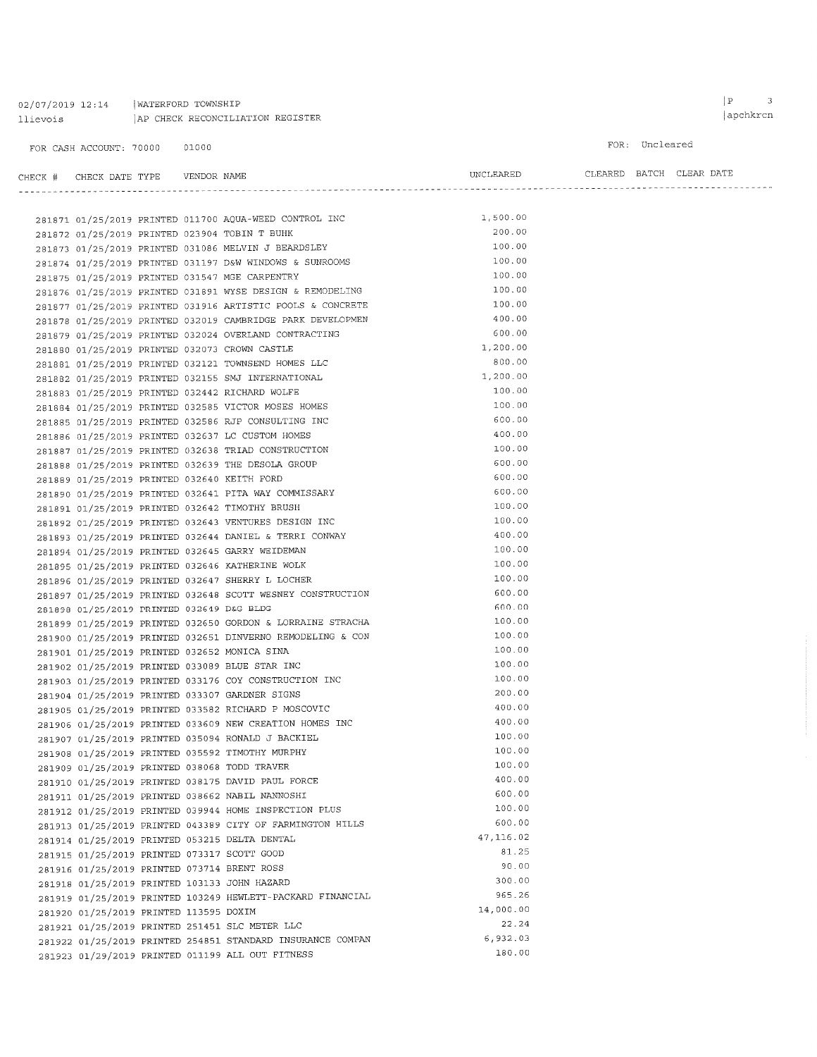02/07/2019 12:14 | WATERFORD TOWNSHIP
llievois | AP CHECK RECONCILIATION REGISTER

FOR CASH ACCOUNT: 70000 01000

FOR: Uncleared

| CHECK # | CHECK DATE | TYPE | VENDOR | NAME | UNCLEARED | CLEARED | BATCH | CLEAR DATE |
|---|---|---|---|---|---|---|---|---|
| 281871 | 01/25/2019 | PRINTED | 011700 | AQUA-WEED CONTROL INC | 1,500.00 | | | |
| 281872 | 01/25/2019 | PRINTED | 023904 | TOBIN T BUHK | 200.00 | | | |
| 281873 | 01/25/2019 | PRINTED | 031086 | MELVIN J BEARDSLEY | 100.00 | | | |
| 281874 | 01/25/2019 | PRINTED | 031197 | D&W WINDOWS & SUNROOMS | 100.00 | | | |
| 281875 | 01/25/2019 | PRINTED | 031547 | MGE CARPENTRY | 100.00 | | | |
| 281876 | 01/25/2019 | PRINTED | 031891 | WYSE DESIGN & REMODELING | 100.00 | | | |
| 281877 | 01/25/2019 | PRINTED | 031916 | ARTISTIC POOLS & CONCRETE | 100.00 | | | |
| 281878 | 01/25/2019 | PRINTED | 032019 | CAMBRIDGE PARK DEVELOPMEN | 400.00 | | | |
| 281879 | 01/25/2019 | PRINTED | 032024 | OVERLAND CONTRACTING | 600.00 | | | |
| 281880 | 01/25/2019 | PRINTED | 032073 | CROWN CASTLE | 1,200.00 | | | |
| 281881 | 01/25/2019 | PRINTED | 032121 | TOWNSEND HOMES LLC | 800.00 | | | |
| 281882 | 01/25/2019 | PRINTED | 032155 | SMJ INTERNATIONAL | 1,200.00 | | | |
| 281883 | 01/25/2019 | PRINTED | 032442 | RICHARD WOLFE | 100.00 | | | |
| 281884 | 01/25/2019 | PRINTED | 032585 | VICTOR MOSES HOMES | 100.00 | | | |
| 281885 | 01/25/2019 | PRINTED | 032586 | RJP CONSULTING INC | 600.00 | | | |
| 281886 | 01/25/2019 | PRINTED | 032637 | LC CUSTOM HOMES | 400.00 | | | |
| 281887 | 01/25/2019 | PRINTED | 032638 | TRIAD CONSTRUCTION | 100.00 | | | |
| 281888 | 01/25/2019 | PRINTED | 032639 | THE DESOLA GROUP | 600.00 | | | |
| 281889 | 01/25/2019 | PRINTED | 032640 | KEITH FORD | 600.00 | | | |
| 281890 | 01/25/2019 | PRINTED | 032641 | PITA WAY COMMISSARY | 600.00 | | | |
| 281891 | 01/25/2019 | PRINTED | 032642 | TIMOTHY BRUSH | 100.00 | | | |
| 281892 | 01/25/2019 | PRINTED | 032643 | VENTURES DESIGN INC | 100.00 | | | |
| 281893 | 01/25/2019 | PRINTED | 032644 | DANIEL & TERRI CONWAY | 400.00 | | | |
| 281894 | 01/25/2019 | PRINTED | 032645 | GARRY WEIDEMAN | 100.00 | | | |
| 281895 | 01/25/2019 | PRINTED | 032646 | KATHERINE WOLK | 100.00 | | | |
| 281896 | 01/25/2019 | PRINTED | 032647 | SHERRY L LOCHER | 100.00 | | | |
| 281897 | 01/25/2019 | PRINTED | 032648 | SCOTT WESNEY CONSTRUCTION | 600.00 | | | |
| 281898 | 01/25/2019 | PRINTED | 032649 | D&G BLDG | 600.00 | | | |
| 281899 | 01/25/2019 | PRINTED | 032650 | GORDON & LORRAINE STRACHA | 100.00 | | | |
| 281900 | 01/25/2019 | PRINTED | 032651 | DINVERNO REMODELING & CON | 100.00 | | | |
| 281901 | 01/25/2019 | PRINTED | 032652 | MONICA SINA | 100.00 | | | |
| 281902 | 01/25/2019 | PRINTED | 033089 | BLUE STAR INC | 100.00 | | | |
| 281903 | 01/25/2019 | PRINTED | 033176 | COY CONSTRUCTION INC | 100.00 | | | |
| 281904 | 01/25/2019 | PRINTED | 033307 | GARDNER SIGNS | 200.00 | | | |
| 281905 | 01/25/2019 | PRINTED | 033582 | RICHARD P MOSCOVIC | 400.00 | | | |
| 281906 | 01/25/2019 | PRINTED | 033609 | NEW CREATION HOMES INC | 400.00 | | | |
| 281907 | 01/25/2019 | PRINTED | 035094 | RONALD J BACKIEL | 100.00 | | | |
| 281908 | 01/25/2019 | PRINTED | 035592 | TIMOTHY MURPHY | 100.00 | | | |
| 281909 | 01/25/2019 | PRINTED | 038068 | TODD TRAVER | 100.00 | | | |
| 281910 | 01/25/2019 | PRINTED | 038175 | DAVID PAUL FORCE | 400.00 | | | |
| 281911 | 01/25/2019 | PRINTED | 038662 | NABIL NANNOSHI | 600.00 | | | |
| 281912 | 01/25/2019 | PRINTED | 039944 | HOME INSPECTION PLUS | 100.00 | | | |
| 281913 | 01/25/2019 | PRINTED | 043389 | CITY OF FARMINGTON HILLS | 600.00 | | | |
| 281914 | 01/25/2019 | PRINTED | 053215 | DELTA DENTAL | 47,116.02 | | | |
| 281915 | 01/25/2019 | PRINTED | 073317 | SCOTT GOOD | 81.25 | | | |
| 281916 | 01/25/2019 | PRINTED | 073714 | BRENT ROSS | 90.00 | | | |
| 281918 | 01/25/2019 | PRINTED | 103133 | JOHN HAZARD | 300.00 | | | |
| 281919 | 01/25/2019 | PRINTED | 103249 | HEWLETT-PACKARD FINANCIAL | 965.26 | | | |
| 281920 | 01/25/2019 | PRINTED | 113595 | DOXIM | 14,000.00 | | | |
| 281921 | 01/25/2019 | PRINTED | 251451 | SLC METER LLC | 22.24 | | | |
| 281922 | 01/25/2019 | PRINTED | 254851 | STANDARD INSURANCE COMPAN | 6,932.03 | | | |
| 281923 | 01/29/2019 | PRINTED | 011199 | ALL OUT FITNESS | 180.00 | | | |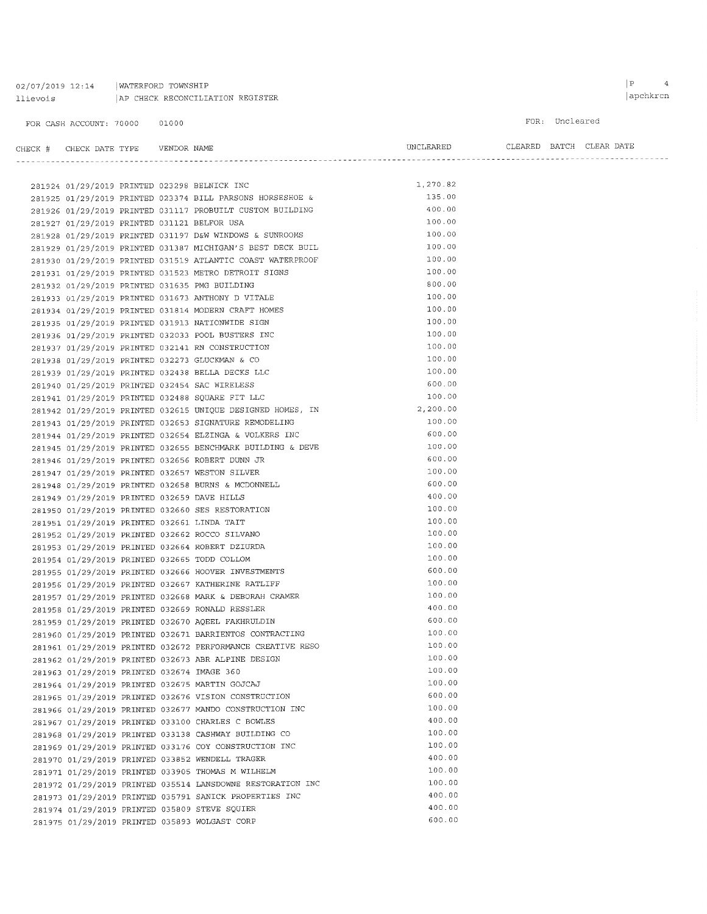02/07/2019 12:14 | WATERFORD TOWNSHIP
llievois | AP CHECK RECONCILIATION REGISTER

|P 4
|apchkrcn

FOR CASH ACCOUNT: 70000 01000

FOR: Uncleared

| CHECK # | CHECK DATE | TYPE | VENDOR | NAME | UNCLEARED | CLEARED | BATCH | CLEAR DATE |
|---|---|---|---|---|---|---|---|---|
| 281924 | 01/29/2019 | PRINTED | 023298 | BELNICK INC | 1,270.82 | | | |
| 281925 | 01/29/2019 | PRINTED | 023374 | BILL PARSONS HORSESHOE & | 135.00 | | | |
| 281926 | 01/29/2019 | PRINTED | 031117 | PROBUILT CUSTOM BUILDING | 400.00 | | | |
| 281927 | 01/29/2019 | PRINTED | 031121 | BELFOR USA | 100.00 | | | |
| 281928 | 01/29/2019 | PRINTED | 031197 | D&W WINDOWS & SUNROOMS | 100.00 | | | |
| 281929 | 01/29/2019 | PRINTED | 031387 | MICHIGAN'S BEST DECK BUIL | 100.00 | | | |
| 281930 | 01/29/2019 | PRINTED | 031519 | ATLANTIC COAST WATERPROOF | 100.00 | | | |
| 281931 | 01/29/2019 | PRINTED | 031523 | METRO DETROIT SIGNS | 100.00 | | | |
| 281932 | 01/29/2019 | PRINTED | 031635 | PMG BUILDING | 800.00 | | | |
| 281933 | 01/29/2019 | PRINTED | 031673 | ANTHONY D VITALE | 100.00 | | | |
| 281934 | 01/29/2019 | PRINTED | 031814 | MODERN CRAFT HOMES | 100.00 | | | |
| 281935 | 01/29/2019 | PRINTED | 031913 | NATIONWIDE SIGN | 100.00 | | | |
| 281936 | 01/29/2019 | PRINTED | 032033 | POOL BUSTERS INC | 100.00 | | | |
| 281937 | 01/29/2019 | PRINTED | 032141 | RN CONSTRUCTION | 100.00 | | | |
| 281938 | 01/29/2019 | PRINTED | 032273 | GLUCKMAN & CO | 100.00 | | | |
| 281939 | 01/29/2019 | PRINTED | 032438 | BELLA DECKS LLC | 100.00 | | | |
| 281940 | 01/29/2019 | PRINTED | 032454 | SAC WIRELESS | 600.00 | | | |
| 281941 | 01/29/2019 | PRINTED | 032488 | SQUARE FIT LLC | 100.00 | | | |
| 281942 | 01/29/2019 | PRINTED | 032615 | UNIQUE DESIGNED HOMES, IN | 2,200.00 | | | |
| 281943 | 01/29/2019 | PRINTED | 032653 | SIGNATURE REMODELING | 100.00 | | | |
| 281944 | 01/29/2019 | PRINTED | 032654 | ELZINGA & VOLKERS INC | 600.00 | | | |
| 281945 | 01/29/2019 | PRINTED | 032655 | BENCHMARK BUILDING & DEVE | 100.00 | | | |
| 281946 | 01/29/2019 | PRINTED | 032656 | ROBERT DUNN JR | 600.00 | | | |
| 281947 | 01/29/2019 | PRINTED | 032657 | WESTON SILVER | 100.00 | | | |
| 281948 | 01/29/2019 | PRINTED | 032658 | BURNS & MCDONNELL | 600.00 | | | |
| 281949 | 01/29/2019 | PRINTED | 032659 | DAVE HILLS | 400.00 | | | |
| 281950 | 01/29/2019 | PRINTED | 032660 | SES RESTORATION | 100.00 | | | |
| 281951 | 01/29/2019 | PRINTED | 032661 | LINDA TAIT | 100.00 | | | |
| 281952 | 01/29/2019 | PRINTED | 032662 | ROCCO SILVANO | 100.00 | | | |
| 281953 | 01/29/2019 | PRINTED | 032664 | ROBERT DZIURDA | 100.00 | | | |
| 281954 | 01/29/2019 | PRINTED | 032665 | TODD COLLOM | 100.00 | | | |
| 281955 | 01/29/2019 | PRINTED | 032666 | HOOVER INVESTMENTS | 600.00 | | | |
| 281956 | 01/29/2019 | PRINTED | 032667 | KATHERINE RATLIFF | 100.00 | | | |
| 281957 | 01/29/2019 | PRINTED | 032668 | MARK & DEBORAH CRAMER | 100.00 | | | |
| 281958 | 01/29/2019 | PRINTED | 032669 | RONALD RESSLER | 400.00 | | | |
| 281959 | 01/29/2019 | PRINTED | 032670 | AQEEL FAKHRULDIN | 600.00 | | | |
| 281960 | 01/29/2019 | PRINTED | 032671 | BARRIENTOS CONTRACTING | 100.00 | | | |
| 281961 | 01/29/2019 | PRINTED | 032672 | PERFORMANCE CREATIVE RESO | 100.00 | | | |
| 281962 | 01/29/2019 | PRINTED | 032673 | ABR ALPINE DESIGN | 100.00 | | | |
| 281963 | 01/29/2019 | PRINTED | 032674 | IMAGE 360 | 100.00 | | | |
| 281964 | 01/29/2019 | PRINTED | 032675 | MARTIN GOJCAJ | 100.00 | | | |
| 281965 | 01/29/2019 | PRINTED | 032676 | VISION CONSTRUCTION | 600.00 | | | |
| 281966 | 01/29/2019 | PRINTED | 032677 | MANDO CONSTRUCTION INC | 100.00 | | | |
| 281967 | 01/29/2019 | PRINTED | 033100 | CHARLES C BOWLES | 400.00 | | | |
| 281968 | 01/29/2019 | PRINTED | 033138 | CASHWAY BUILDING CO | 100.00 | | | |
| 281969 | 01/29/2019 | PRINTED | 033176 | COY CONSTRUCTION INC | 100.00 | | | |
| 281970 | 01/29/2019 | PRINTED | 033852 | WENDELL TRAGER | 400.00 | | | |
| 281971 | 01/29/2019 | PRINTED | 033905 | THOMAS M WILHELM | 100.00 | | | |
| 281972 | 01/29/2019 | PRINTED | 035514 | LANSDOWNE RESTORATION INC | 100.00 | | | |
| 281973 | 01/29/2019 | PRINTED | 035791 | SANICK PROPERTIES INC | 400.00 | | | |
| 281974 | 01/29/2019 | PRINTED | 035809 | STEVE SQUIER | 400.00 | | | |
| 281975 | 01/29/2019 | PRINTED | 035893 | WOLGAST CORP | 600.00 | | | |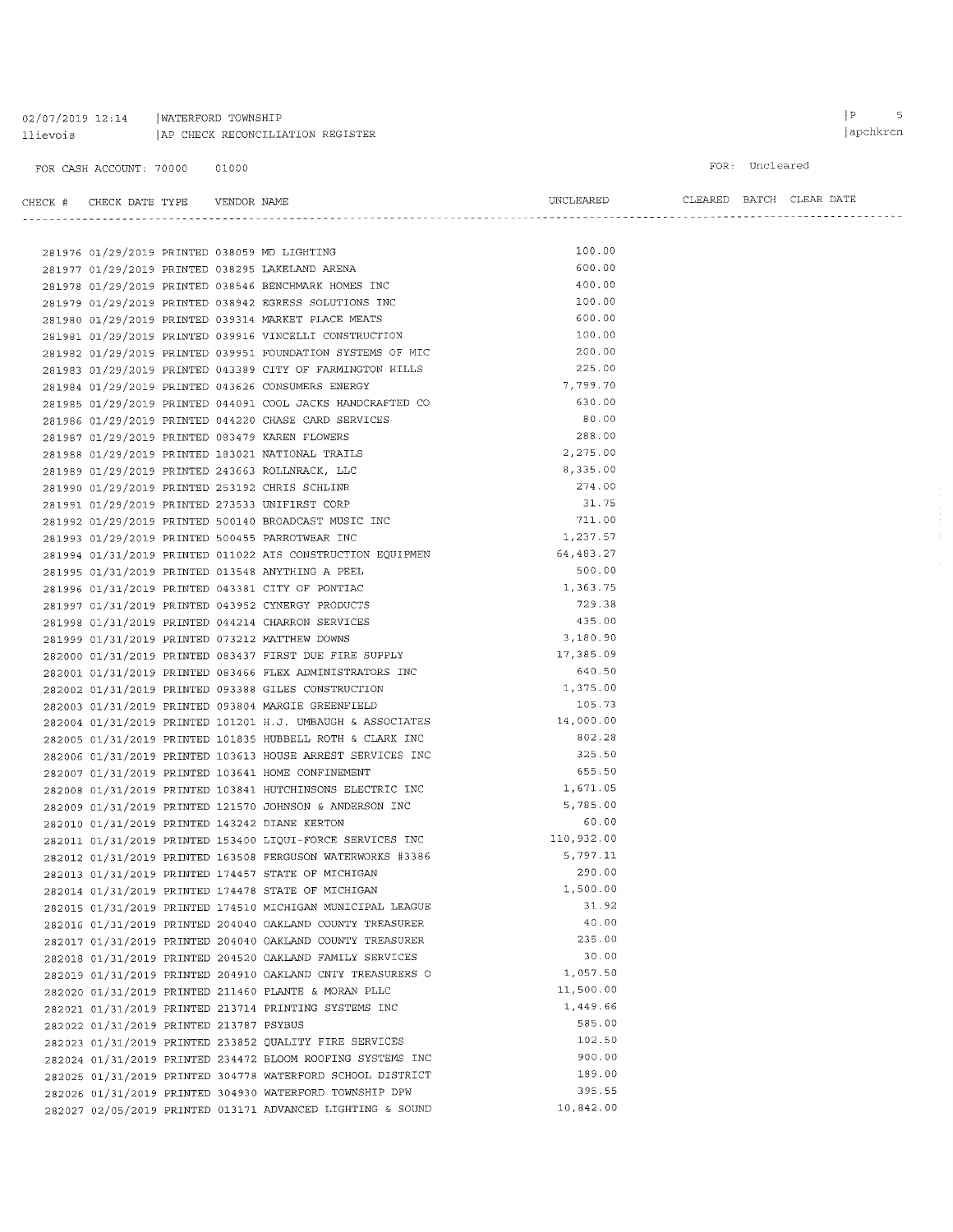02/07/2019 12:14 | WATERFORD TOWNSHIP
llievois | AP CHECK RECONCILIATION REGISTER

FOR CASH ACCOUNT: 70000 01000

FOR: Uncleared

| CHECK # | CHECK DATE | TYPE | VENDOR | NAME | UNCLEARED | CLEARED | BATCH | CLEAR DATE |
|---|---|---|---|---|---|---|---|---|
| 281976 | 01/29/2019 | PRINTED | 038059 | MD LIGHTING | 100.00 | | | |
| 281977 | 01/29/2019 | PRINTED | 038295 | LAKELAND ARENA | 600.00 | | | |
| 281978 | 01/29/2019 | PRINTED | 038546 | BENCHMARK HOMES INC | 400.00 | | | |
| 281979 | 01/29/2019 | PRINTED | 038942 | EGRESS SOLUTIONS INC | 100.00 | | | |
| 281980 | 01/29/2019 | PRINTED | 039314 | MARKET PLACE MEATS | 600.00 | | | |
| 281981 | 01/29/2019 | PRINTED | 039916 | VINCELLI CONSTRUCTION | 100.00 | | | |
| 281982 | 01/29/2019 | PRINTED | 039951 | FOUNDATION SYSTEMS OF MIC | 200.00 | | | |
| 281983 | 01/29/2019 | PRINTED | 043389 | CITY OF FARMINGTON HILLS | 225.00 | | | |
| 281984 | 01/29/2019 | PRINTED | 043626 | CONSUMERS ENERGY | 7,799.70 | | | |
| 281985 | 01/29/2019 | PRINTED | 044091 | COOL JACKS HANDCRAFTED CO | 630.00 | | | |
| 281986 | 01/29/2019 | PRINTED | 044220 | CHASE CARD SERVICES | 80.00 | | | |
| 281987 | 01/29/2019 | PRINTED | 083479 | KAREN FLOWERS | 288.00 | | | |
| 281988 | 01/29/2019 | PRINTED | 183021 | NATIONAL TRAILS | 2,275.00 | | | |
| 281989 | 01/29/2019 | PRINTED | 243663 | ROLLNRACK, LLC | 8,335.00 | | | |
| 281990 | 01/29/2019 | PRINTED | 253192 | CHRIS SCHLINR | 274.00 | | | |
| 281991 | 01/29/2019 | PRINTED | 273533 | UNIFIRST CORP | 31.75 | | | |
| 281992 | 01/29/2019 | PRINTED | 500140 | BROADCAST MUSIC INC | 711.00 | | | |
| 281993 | 01/29/2019 | PRINTED | 500455 | PARROTWEAR INC | 1,237.57 | | | |
| 281994 | 01/31/2019 | PRINTED | 011022 | AIS CONSTRUCTION EQUIPMEN | 64,483.27 | | | |
| 281995 | 01/31/2019 | PRINTED | 013548 | ANYTHING A PEEL | 500.00 | | | |
| 281996 | 01/31/2019 | PRINTED | 043381 | CITY OF PONTIAC | 1,363.75 | | | |
| 281997 | 01/31/2019 | PRINTED | 043952 | CYNERGY PRODUCTS | 729.38 | | | |
| 281998 | 01/31/2019 | PRINTED | 044214 | CHARRON SERVICES | 435.00 | | | |
| 281999 | 01/31/2019 | PRINTED | 073212 | MATTHEW DOWNS | 3,180.90 | | | |
| 282000 | 01/31/2019 | PRINTED | 083437 | FIRST DUE FIRE SUPPLY | 17,385.09 | | | |
| 282001 | 01/31/2019 | PRINTED | 083466 | FLEX ADMINISTRATORS INC | 640.50 | | | |
| 282002 | 01/31/2019 | PRINTED | 093388 | GILES CONSTRUCTION | 1,375.00 | | | |
| 282003 | 01/31/2019 | PRINTED | 093804 | MARGIE GREENFIELD | 105.73 | | | |
| 282004 | 01/31/2019 | PRINTED | 101201 | H.J. UMBAUGH & ASSOCIATES | 14,000.00 | | | |
| 282005 | 01/31/2019 | PRINTED | 101835 | HUBBELL ROTH & CLARK INC | 802.28 | | | |
| 282006 | 01/31/2019 | PRINTED | 103613 | HOUSE ARREST SERVICES INC | 325.50 | | | |
| 282007 | 01/31/2019 | PRINTED | 103641 | HOME CONFINEMENT | 655.50 | | | |
| 282008 | 01/31/2019 | PRINTED | 103841 | HUTCHINSONS ELECTRIC INC | 1,671.05 | | | |
| 282009 | 01/31/2019 | PRINTED | 121570 | JOHNSON & ANDERSON INC | 5,785.00 | | | |
| 282010 | 01/31/2019 | PRINTED | 143242 | DIANE KERTON | 60.00 | | | |
| 282011 | 01/31/2019 | PRINTED | 153400 | LIQUI-FORCE SERVICES INC | 110,932.00 | | | |
| 282012 | 01/31/2019 | PRINTED | 163508 | FERGUSON WATERWORKS #3386 | 5,797.11 | | | |
| 282013 | 01/31/2019 | PRINTED | 174457 | STATE OF MICHIGAN | 290.00 | | | |
| 282014 | 01/31/2019 | PRINTED | 174478 | STATE OF MICHIGAN | 1,500.00 | | | |
| 282015 | 01/31/2019 | PRINTED | 174510 | MICHIGAN MUNICIPAL LEAGUE | 31.92 | | | |
| 282016 | 01/31/2019 | PRINTED | 204040 | OAKLAND COUNTY TREASURER | 40.00 | | | |
| 282017 | 01/31/2019 | PRINTED | 204040 | OAKLAND COUNTY TREASURER | 235.00 | | | |
| 282018 | 01/31/2019 | PRINTED | 204520 | OAKLAND FAMILY SERVICES | 30.00 | | | |
| 282019 | 01/31/2019 | PRINTED | 204910 | OAKLAND CNTY TREASURERS O | 1,057.50 | | | |
| 282020 | 01/31/2019 | PRINTED | 211460 | PLANTE & MORAN PLLC | 11,500.00 | | | |
| 282021 | 01/31/2019 | PRINTED | 213714 | PRINTING SYSTEMS INC | 1,449.66 | | | |
| 282022 | 01/31/2019 | PRINTED | 213787 | PSYBUS | 585.00 | | | |
| 282023 | 01/31/2019 | PRINTED | 233852 | QUALITY FIRE SERVICES | 102.50 | | | |
| 282024 | 01/31/2019 | PRINTED | 234472 | BLOOM ROOFING SYSTEMS INC | 900.00 | | | |
| 282025 | 01/31/2019 | PRINTED | 304778 | WATERFORD SCHOOL DISTRICT | 189.00 | | | |
| 282026 | 01/31/2019 | PRINTED | 304930 | WATERFORD TOWNSHIP DPW | 395.55 | | | |
| 282027 | 02/05/2019 | PRINTED | 013171 | ADVANCED LIGHTING & SOUND | 10,842.00 | | | |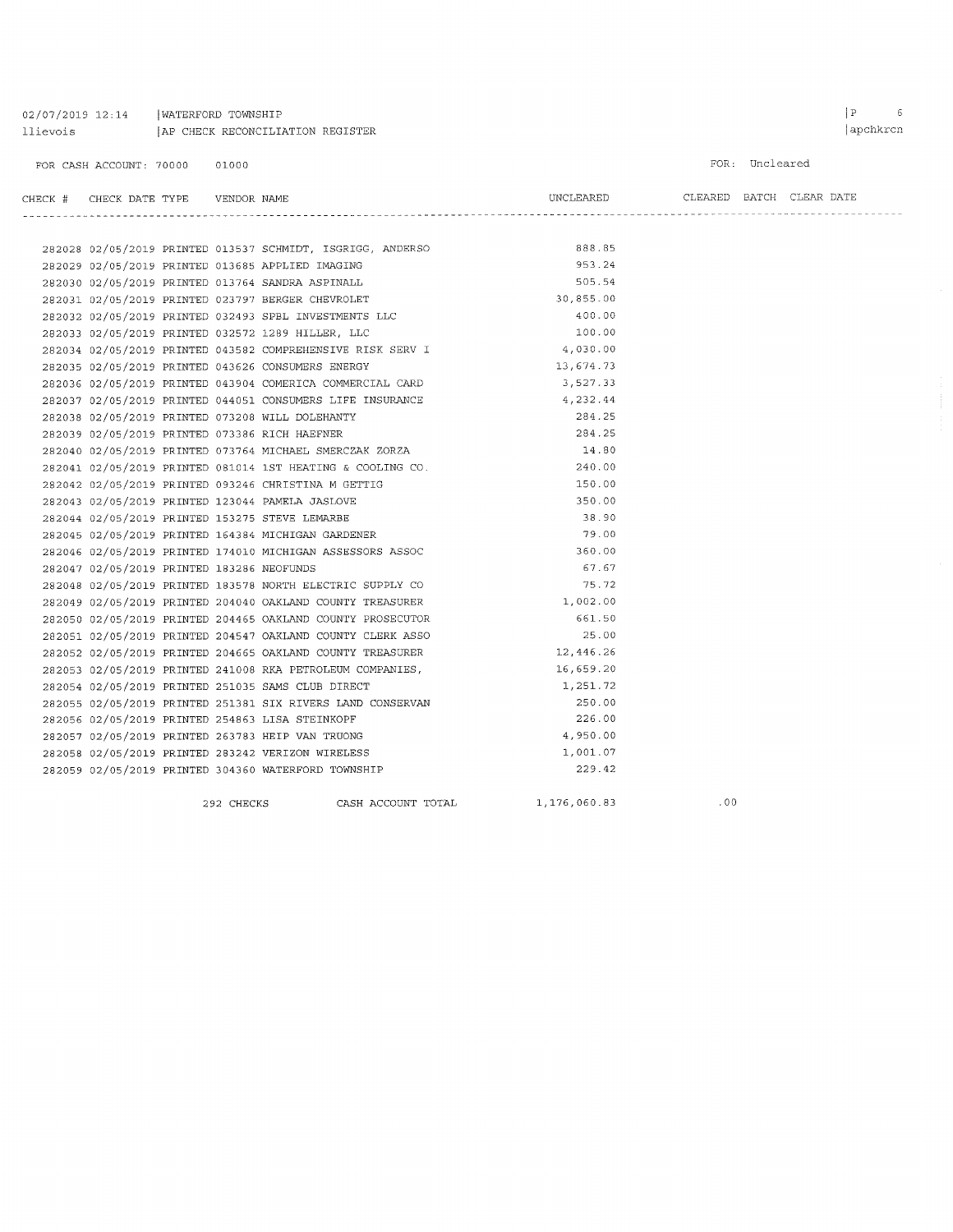02/07/2019 12:14 | WATERFORD TOWNSHIP
llievois | AP CHECK RECONCILIATION REGISTER

FOR CASH ACCOUNT: 70000 01000

FOR: Uncleared

| CHECK # | CHECK DATE | TYPE | VENDOR | NAME | UNCLEARED | CLEARED | BATCH | CLEAR DATE |
|---|---|---|---|---|---|---|---|---|
| 282028 | 02/05/2019 | PRINTED | 013537 | SCHMIDT, ISGRIGG, ANDERSO | 888.85 | | | |
| 282029 | 02/05/2019 | PRINTED | 013685 | APPLIED IMAGING | 953.24 | | | |
| 282030 | 02/05/2019 | PRINTED | 013764 | SANDRA ASPINALL | 505.54 | | | |
| 282031 | 02/05/2019 | PRINTED | 023797 | BERGER CHEVROLET | 30,855.00 | | | |
| 282032 | 02/05/2019 | PRINTED | 032493 | SPBL INVESTMENTS LLC | 400.00 | | | |
| 282033 | 02/05/2019 | PRINTED | 032572 | 1289 HILLER, LLC | 100.00 | | | |
| 282034 | 02/05/2019 | PRINTED | 043582 | COMPREHENSIVE RISK SERV I | 4,030.00 | | | |
| 282035 | 02/05/2019 | PRINTED | 043626 | CONSUMERS ENERGY | 13,674.73 | | | |
| 282036 | 02/05/2019 | PRINTED | 043904 | COMERICA COMMERCIAL CARD | 3,527.33 | | | |
| 282037 | 02/05/2019 | PRINTED | 044051 | CONSUMERS LIFE INSURANCE | 4,232.44 | | | |
| 282038 | 02/05/2019 | PRINTED | 073208 | WILL DOLEHANTY | 284.25 | | | |
| 282039 | 02/05/2019 | PRINTED | 073386 | RICH HAEFNER | 284.25 | | | |
| 282040 | 02/05/2019 | PRINTED | 073764 | MICHAEL SMERCZAK ZORZA | 14.80 | | | |
| 282041 | 02/05/2019 | PRINTED | 081014 | 1ST HEATING & COOLING CO. | 240.00 | | | |
| 282042 | 02/05/2019 | PRINTED | 093246 | CHRISTINA M GETTIG | 150.00 | | | |
| 282043 | 02/05/2019 | PRINTED | 123044 | PAMELA JASLOVE | 350.00 | | | |
| 282044 | 02/05/2019 | PRINTED | 153275 | STEVE LEMARBE | 38.90 | | | |
| 282045 | 02/05/2019 | PRINTED | 164384 | MICHIGAN GARDENER | 79.00 | | | |
| 282046 | 02/05/2019 | PRINTED | 174010 | MICHIGAN ASSESSORS ASSOC | 360.00 | | | |
| 282047 | 02/05/2019 | PRINTED | 183286 | NEOFUNDS | 67.67 | | | |
| 282048 | 02/05/2019 | PRINTED | 183578 | NORTH ELECTRIC SUPPLY CO | 75.72 | | | |
| 282049 | 02/05/2019 | PRINTED | 204040 | OAKLAND COUNTY TREASURER | 1,002.00 | | | |
| 282050 | 02/05/2019 | PRINTED | 204465 | OAKLAND COUNTY PROSECUTOR | 661.50 | | | |
| 282051 | 02/05/2019 | PRINTED | 204547 | OAKLAND COUNTY CLERK ASSO | 25.00 | | | |
| 282052 | 02/05/2019 | PRINTED | 204665 | OAKLAND COUNTY TREASURER | 12,446.26 | | | |
| 282053 | 02/05/2019 | PRINTED | 241008 | RKA PETROLEUM COMPANIES, | 16,659.20 | | | |
| 282054 | 02/05/2019 | PRINTED | 251035 | SAMS CLUB DIRECT | 1,251.72 | | | |
| 282055 | 02/05/2019 | PRINTED | 251381 | SIX RIVERS LAND CONSERVAN | 250.00 | | | |
| 282056 | 02/05/2019 | PRINTED | 254863 | LISA STEINKOPF | 226.00 | | | |
| 282057 | 02/05/2019 | PRINTED | 263783 | HEIP VAN TRUONG | 4,950.00 | | | |
| 282058 | 02/05/2019 | PRINTED | 283242 | VERIZON WIRELESS | 1,001.07 | | | |
| 282059 | 02/05/2019 | PRINTED | 304360 | WATERFORD TOWNSHIP | 229.42 | | | |
| | | 292 CHECKS | | CASH ACCOUNT TOTAL | 1,176,060.83 | .00 | | |